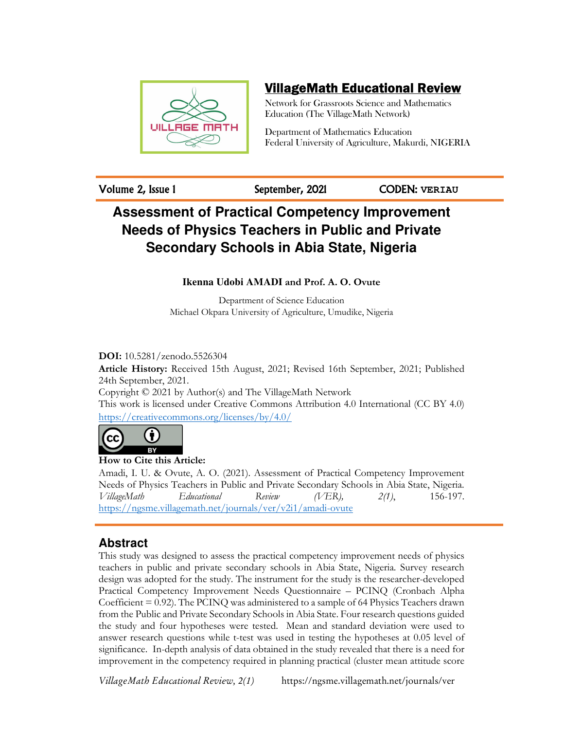# VillageMath Educational Review

Network for Grassroots Science and Mathematics Education (The VillageMath Network)

Department of Mathematics Education
Federal University of Agriculture, Makurdi, NIGERIA

Volume 2, Issue 1 | September, 2021 | CODEN: VERIAU

# Assessment of Practical Competency Improvement Needs of Physics Teachers in Public and Private Secondary Schools in Abia State, Nigeria

**Ikenna Udobi AMADI and Prof. A. O. Ovute**

Department of Science Education
Michael Okpara University of Agriculture, Umudike, Nigeria

**DOI:** 10.5281/zenodo.5526304

**Article History:** Received 15th August, 2021; Revised 16th September, 2021; Published 24th September, 2021.

Copyright © 2021 by Author(s) and The VillageMath Network

This work is licensed under Creative Commons Attribution 4.0 International (CC BY 4.0)
https://creativecommons.org/licenses/by/4.0/

**How to Cite this Article:**

Amadi, I. U. & Ovute, A. O. (2021). Assessment of Practical Competency Improvement Needs of Physics Teachers in Public and Private Secondary Schools in Abia State, Nigeria. *VillageMath Educational Review (VER), 2(1)*, 156-197. https://ngsme.villagemath.net/journals/ver/v2i1/amadi-ovute

## Abstract

This study was designed to assess the practical competency improvement needs of physics teachers in public and private secondary schools in Abia State, Nigeria. Survey research design was adopted for the study. The instrument for the study is the researcher-developed Practical Competency Improvement Needs Questionnaire – PCINQ (Cronbach Alpha Coefficient = 0.92). The PCINQ was administered to a sample of 64 Physics Teachers drawn from the Public and Private Secondary Schools in Abia State. Four research questions guided the study and four hypotheses were tested. Mean and standard deviation were used to answer research questions while t-test was used in testing the hypotheses at 0.05 level of significance. In-depth analysis of data obtained in the study revealed that there is a need for improvement in the competency required in planning practical (cluster mean attitude score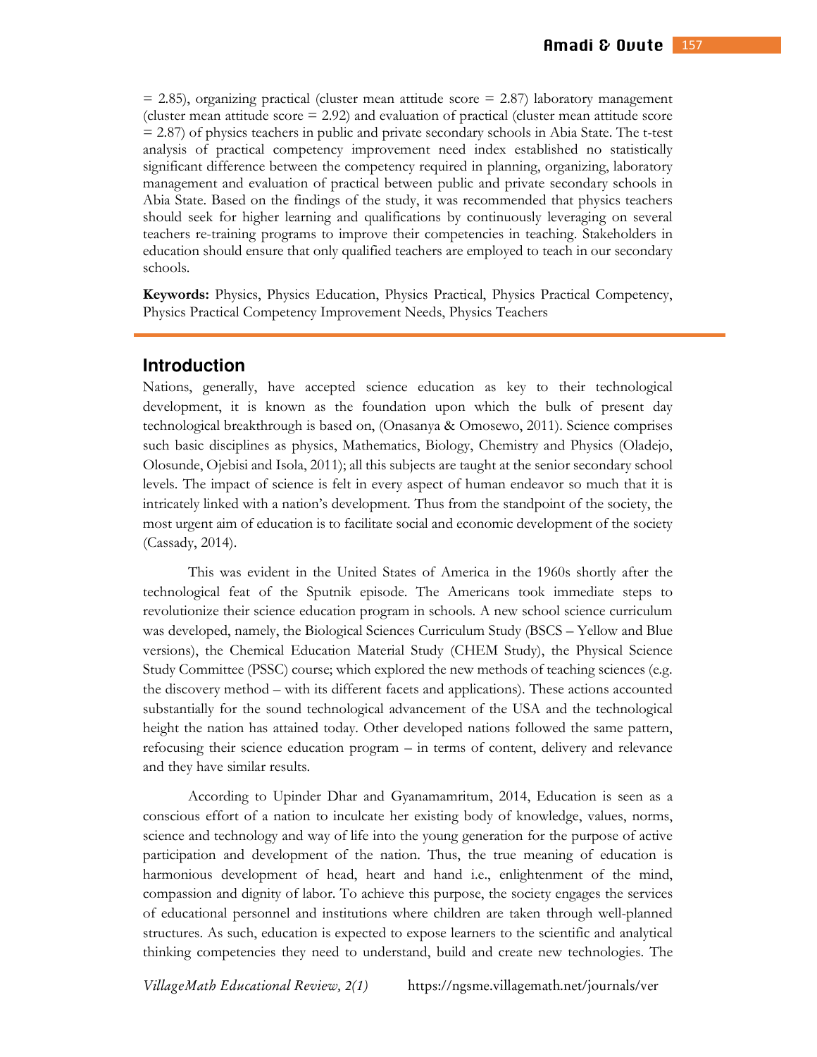= 2.85), organizing practical (cluster mean attitude score = 2.87) laboratory management (cluster mean attitude score = 2.92) and evaluation of practical (cluster mean attitude score = 2.87) of physics teachers in public and private secondary schools in Abia State. The t-test analysis of practical competency improvement need index established no statistically significant difference between the competency required in planning, organizing, laboratory management and evaluation of practical between public and private secondary schools in Abia State. Based on the findings of the study, it was recommended that physics teachers should seek for higher learning and qualifications by continuously leveraging on several teachers re-training programs to improve their competencies in teaching. Stakeholders in education should ensure that only qualified teachers are employed to teach in our secondary schools.

**Keywords:** Physics, Physics Education, Physics Practical, Physics Practical Competency, Physics Practical Competency Improvement Needs, Physics Teachers

## Introduction

Nations, generally, have accepted science education as key to their technological development, it is known as the foundation upon which the bulk of present day technological breakthrough is based on, (Onasanya & Omosewo, 2011). Science comprises such basic disciplines as physics, Mathematics, Biology, Chemistry and Physics (Oladejo, Olosunde, Ojebisi and Isola, 2011); all this subjects are taught at the senior secondary school levels. The impact of science is felt in every aspect of human endeavor so much that it is intricately linked with a nation's development. Thus from the standpoint of the society, the most urgent aim of education is to facilitate social and economic development of the society (Cassady, 2014).

This was evident in the United States of America in the 1960s shortly after the technological feat of the Sputnik episode. The Americans took immediate steps to revolutionize their science education program in schools. A new school science curriculum was developed, namely, the Biological Sciences Curriculum Study (BSCS – Yellow and Blue versions), the Chemical Education Material Study (CHEM Study), the Physical Science Study Committee (PSSC) course; which explored the new methods of teaching sciences (e.g. the discovery method – with its different facets and applications). These actions accounted substantially for the sound technological advancement of the USA and the technological height the nation has attained today. Other developed nations followed the same pattern, refocusing their science education program – in terms of content, delivery and relevance and they have similar results.

According to Upinder Dhar and Gyanamamritum, 2014, Education is seen as a conscious effort of a nation to inculcate her existing body of knowledge, values, norms, science and technology and way of life into the young generation for the purpose of active participation and development of the nation. Thus, the true meaning of education is harmonious development of head, heart and hand i.e., enlightenment of the mind, compassion and dignity of labor. To achieve this purpose, the society engages the services of educational personnel and institutions where children are taken through well-planned structures. As such, education is expected to expose learners to the scientific and analytical thinking competencies they need to understand, build and create new technologies. The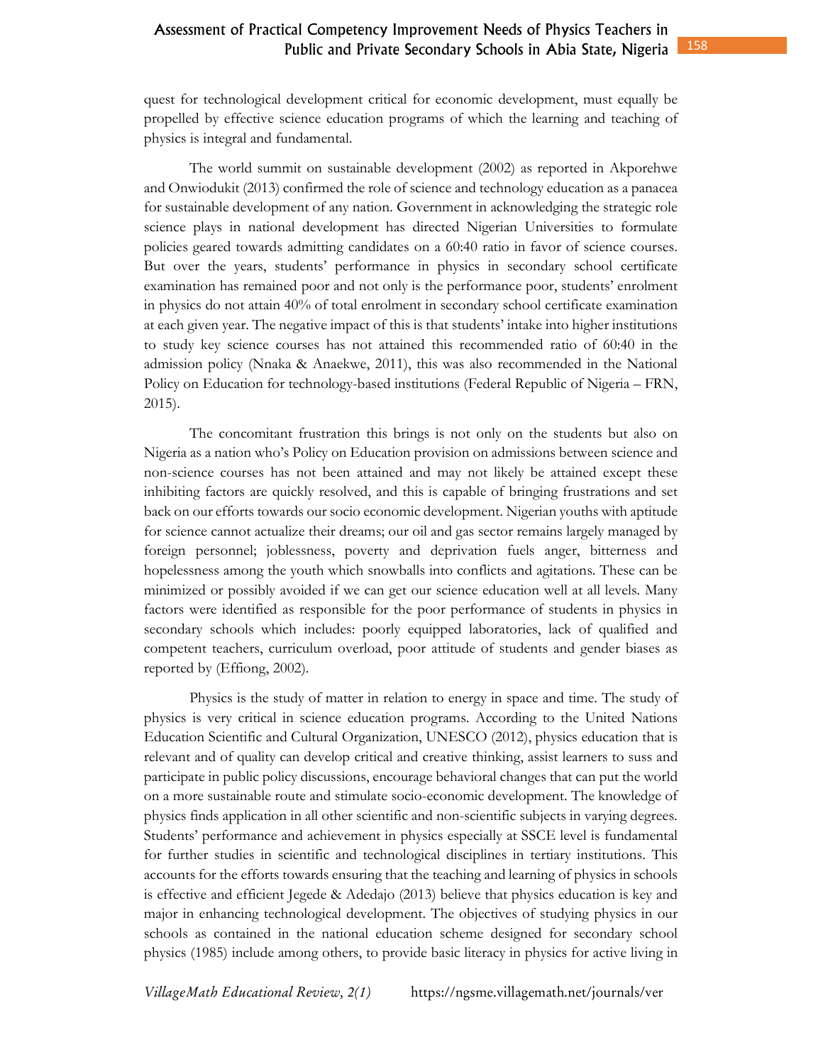quest for technological development critical for economic development, must equally be propelled by effective science education programs of which the learning and teaching of physics is integral and fundamental.

The world summit on sustainable development (2002) as reported in Akporehwe and Onwiodukit (2013) confirmed the role of science and technology education as a panacea for sustainable development of any nation. Government in acknowledging the strategic role science plays in national development has directed Nigerian Universities to formulate policies geared towards admitting candidates on a 60:40 ratio in favor of science courses. But over the years, students' performance in physics in secondary school certificate examination has remained poor and not only is the performance poor, students' enrolment in physics do not attain 40% of total enrolment in secondary school certificate examination at each given year. The negative impact of this is that students' intake into higher institutions to study key science courses has not attained this recommended ratio of 60:40 in the admission policy (Nnaka & Anaekwe, 2011), this was also recommended in the National Policy on Education for technology-based institutions (Federal Republic of Nigeria – FRN, 2015).

The concomitant frustration this brings is not only on the students but also on Nigeria as a nation who's Policy on Education provision on admissions between science and non-science courses has not been attained and may not likely be attained except these inhibiting factors are quickly resolved, and this is capable of bringing frustrations and set back on our efforts towards our socio economic development. Nigerian youths with aptitude for science cannot actualize their dreams; our oil and gas sector remains largely managed by foreign personnel; joblessness, poverty and deprivation fuels anger, bitterness and hopelessness among the youth which snowballs into conflicts and agitations. These can be minimized or possibly avoided if we can get our science education well at all levels. Many factors were identified as responsible for the poor performance of students in physics in secondary schools which includes: poorly equipped laboratories, lack of qualified and competent teachers, curriculum overload, poor attitude of students and gender biases as reported by (Effiong, 2002).

Physics is the study of matter in relation to energy in space and time. The study of physics is very critical in science education programs. According to the United Nations Education Scientific and Cultural Organization, UNESCO (2012), physics education that is relevant and of quality can develop critical and creative thinking, assist learners to suss and participate in public policy discussions, encourage behavioral changes that can put the world on a more sustainable route and stimulate socio-economic development. The knowledge of physics finds application in all other scientific and non-scientific subjects in varying degrees. Students' performance and achievement in physics especially at SSCE level is fundamental for further studies in scientific and technological disciplines in tertiary institutions. This accounts for the efforts towards ensuring that the teaching and learning of physics in schools is effective and efficient Jegede & Adedajo (2013) believe that physics education is key and major in enhancing technological development. The objectives of studying physics in our schools as contained in the national education scheme designed for secondary school physics (1985) include among others, to provide basic literacy in physics for active living in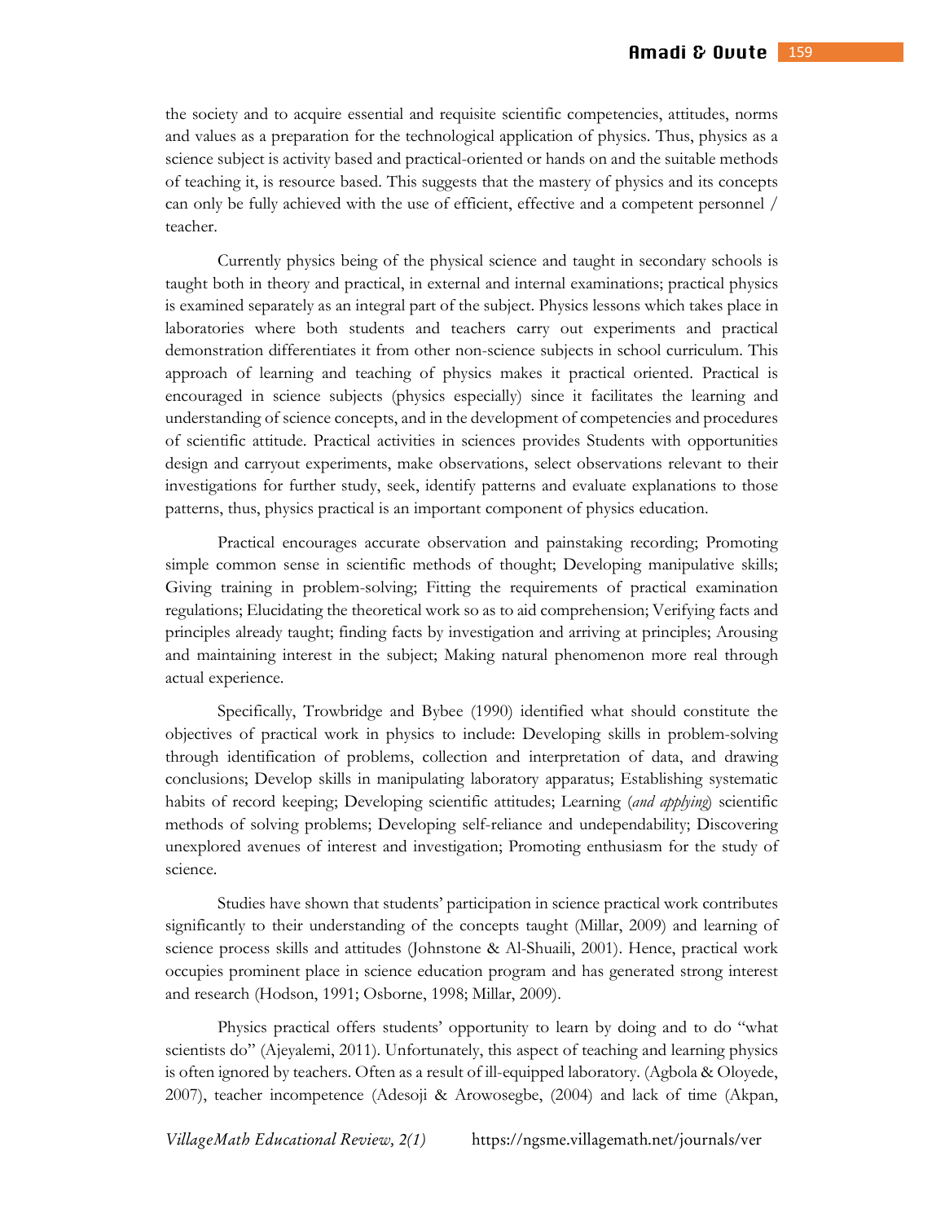the society and to acquire essential and requisite scientific competencies, attitudes, norms and values as a preparation for the technological application of physics. Thus, physics as a science subject is activity based and practical-oriented or hands on and the suitable methods of teaching it, is resource based. This suggests that the mastery of physics and its concepts can only be fully achieved with the use of efficient, effective and a competent personnel / teacher.

Currently physics being of the physical science and taught in secondary schools is taught both in theory and practical, in external and internal examinations; practical physics is examined separately as an integral part of the subject. Physics lessons which takes place in laboratories where both students and teachers carry out experiments and practical demonstration differentiates it from other non-science subjects in school curriculum. This approach of learning and teaching of physics makes it practical oriented. Practical is encouraged in science subjects (physics especially) since it facilitates the learning and understanding of science concepts, and in the development of competencies and procedures of scientific attitude. Practical activities in sciences provides Students with opportunities design and carryout experiments, make observations, select observations relevant to their investigations for further study, seek, identify patterns and evaluate explanations to those patterns, thus, physics practical is an important component of physics education.

Practical encourages accurate observation and painstaking recording; Promoting simple common sense in scientific methods of thought; Developing manipulative skills; Giving training in problem-solving; Fitting the requirements of practical examination regulations; Elucidating the theoretical work so as to aid comprehension; Verifying facts and principles already taught; finding facts by investigation and arriving at principles; Arousing and maintaining interest in the subject; Making natural phenomenon more real through actual experience.

Specifically, Trowbridge and Bybee (1990) identified what should constitute the objectives of practical work in physics to include: Developing skills in problem-solving through identification of problems, collection and interpretation of data, and drawing conclusions; Develop skills in manipulating laboratory apparatus; Establishing systematic habits of record keeping; Developing scientific attitudes; Learning (*and applying*) scientific methods of solving problems; Developing self-reliance and undependability; Discovering unexplored avenues of interest and investigation; Promoting enthusiasm for the study of science.

Studies have shown that students' participation in science practical work contributes significantly to their understanding of the concepts taught (Millar, 2009) and learning of science process skills and attitudes (Johnstone & Al-Shuaili, 2001). Hence, practical work occupies prominent place in science education program and has generated strong interest and research (Hodson, 1991; Osborne, 1998; Millar, 2009).

Physics practical offers students' opportunity to learn by doing and to do "what scientists do" (Ajeyalemi, 2011). Unfortunately, this aspect of teaching and learning physics is often ignored by teachers. Often as a result of ill-equipped laboratory. (Agbola & Oloyede, 2007), teacher incompetence (Adesoji & Arowosegbe, (2004) and lack of time (Akpan,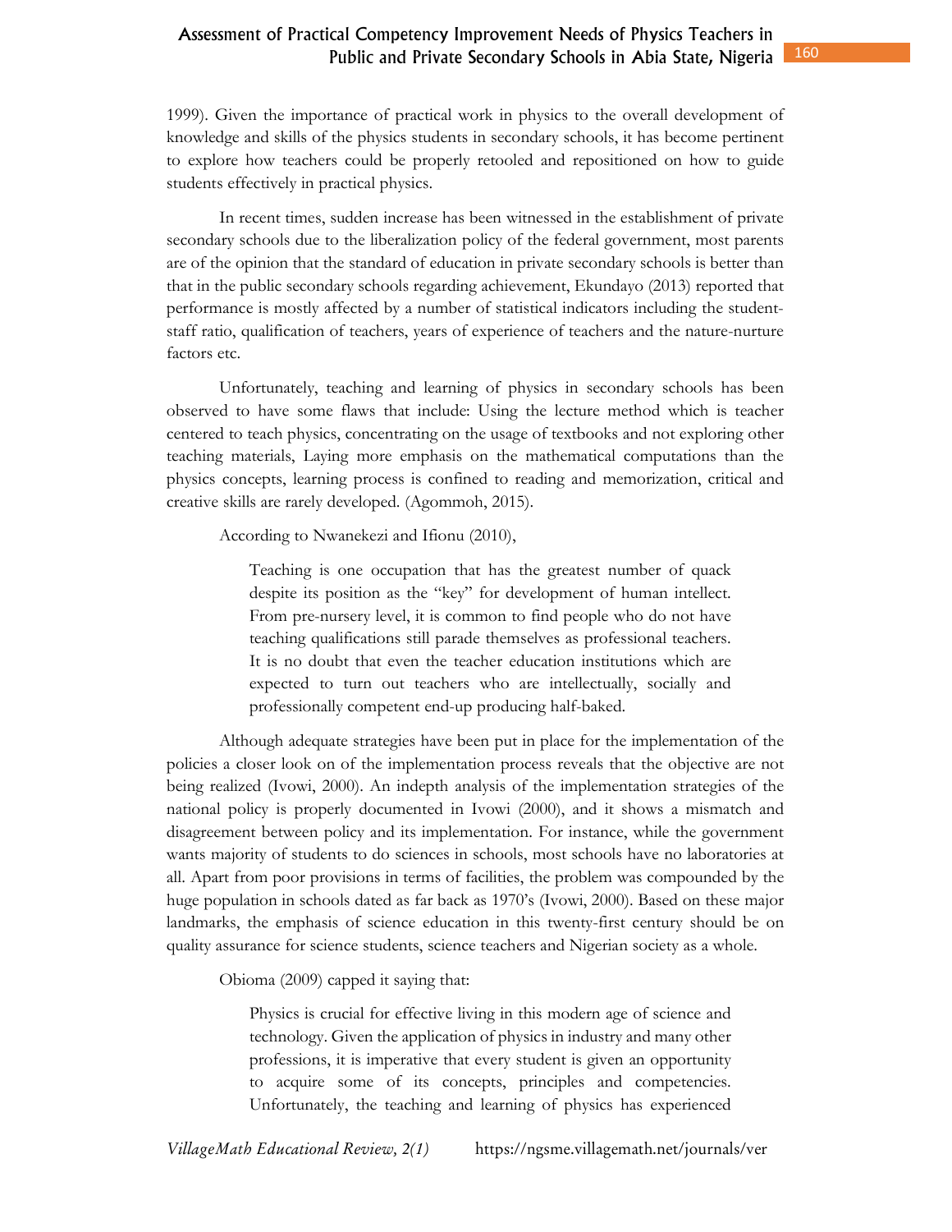1999). Given the importance of practical work in physics to the overall development of knowledge and skills of the physics students in secondary schools, it has become pertinent to explore how teachers could be properly retooled and repositioned on how to guide students effectively in practical physics.

In recent times, sudden increase has been witnessed in the establishment of private secondary schools due to the liberalization policy of the federal government, most parents are of the opinion that the standard of education in private secondary schools is better than that in the public secondary schools regarding achievement, Ekundayo (2013) reported that performance is mostly affected by a number of statistical indicators including the student-staff ratio, qualification of teachers, years of experience of teachers and the nature-nurture factors etc.

Unfortunately, teaching and learning of physics in secondary schools has been observed to have some flaws that include: Using the lecture method which is teacher centered to teach physics, concentrating on the usage of textbooks and not exploring other teaching materials, Laying more emphasis on the mathematical computations than the physics concepts, learning process is confined to reading and memorization, critical and creative skills are rarely developed. (Agommoh, 2015).

According to Nwanekezi and Ifionu (2010),

> Teaching is one occupation that has the greatest number of quack despite its position as the "key" for development of human intellect. From pre-nursery level, it is common to find people who do not have teaching qualifications still parade themselves as professional teachers. It is no doubt that even the teacher education institutions which are expected to turn out teachers who are intellectually, socially and professionally competent end-up producing half-baked.

Although adequate strategies have been put in place for the implementation of the policies a closer look on of the implementation process reveals that the objective are not being realized (Ivowi, 2000). An indepth analysis of the implementation strategies of the national policy is properly documented in Ivowi (2000), and it shows a mismatch and disagreement between policy and its implementation. For instance, while the government wants majority of students to do sciences in schools, most schools have no laboratories at all. Apart from poor provisions in terms of facilities, the problem was compounded by the huge population in schools dated as far back as 1970's (Ivowi, 2000). Based on these major landmarks, the emphasis of science education in this twenty-first century should be on quality assurance for science students, science teachers and Nigerian society as a whole.

Obioma (2009) capped it saying that:

> Physics is crucial for effective living in this modern age of science and technology. Given the application of physics in industry and many other professions, it is imperative that every student is given an opportunity to acquire some of its concepts, principles and competencies. Unfortunately, the teaching and learning of physics has experienced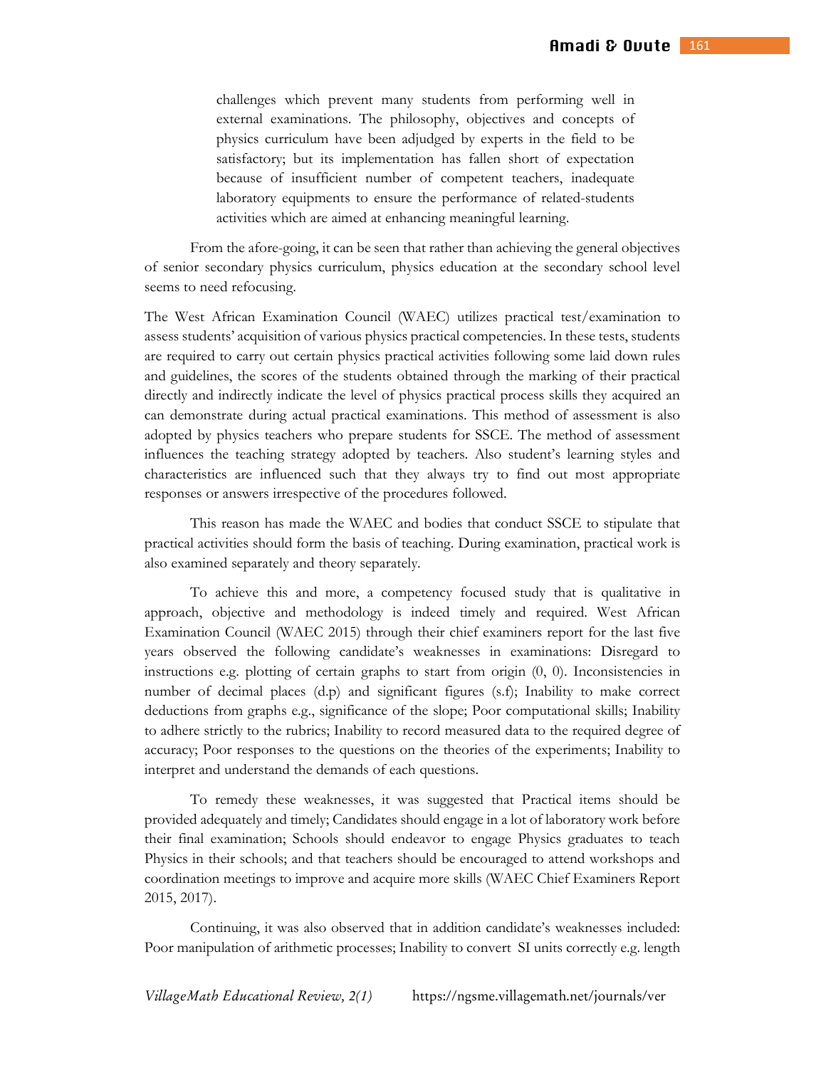> challenges which prevent many students from performing well in external examinations. The philosophy, objectives and concepts of physics curriculum have been adjudged by experts in the field to be satisfactory; but its implementation has fallen short of expectation because of insufficient number of competent teachers, inadequate laboratory equipments to ensure the performance of related-students activities which are aimed at enhancing meaningful learning.

From the afore-going, it can be seen that rather than achieving the general objectives of senior secondary physics curriculum, physics education at the secondary school level seems to need refocusing.

The West African Examination Council (WAEC) utilizes practical test/examination to assess students' acquisition of various physics practical competencies. In these tests, students are required to carry out certain physics practical activities following some laid down rules and guidelines, the scores of the students obtained through the marking of their practical directly and indirectly indicate the level of physics practical process skills they acquired an can demonstrate during actual practical examinations. This method of assessment is also adopted by physics teachers who prepare students for SSCE. The method of assessment influences the teaching strategy adopted by teachers. Also student's learning styles and characteristics are influenced such that they always try to find out most appropriate responses or answers irrespective of the procedures followed.

This reason has made the WAEC and bodies that conduct SSCE to stipulate that practical activities should form the basis of teaching. During examination, practical work is also examined separately and theory separately.

To achieve this and more, a competency focused study that is qualitative in approach, objective and methodology is indeed timely and required. West African Examination Council (WAEC 2015) through their chief examiners report for the last five years observed the following candidate's weaknesses in examinations: Disregard to instructions e.g. plotting of certain graphs to start from origin (0, 0). Inconsistencies in number of decimal places (d.p) and significant figures (s.f); Inability to make correct deductions from graphs e.g., significance of the slope; Poor computational skills; Inability to adhere strictly to the rubrics; Inability to record measured data to the required degree of accuracy; Poor responses to the questions on the theories of the experiments; Inability to interpret and understand the demands of each questions.

To remedy these weaknesses, it was suggested that Practical items should be provided adequately and timely; Candidates should engage in a lot of laboratory work before their final examination; Schools should endeavor to engage Physics graduates to teach Physics in their schools; and that teachers should be encouraged to attend workshops and coordination meetings to improve and acquire more skills (WAEC Chief Examiners Report 2015, 2017).

Continuing, it was also observed that in addition candidate's weaknesses included: Poor manipulation of arithmetic processes; Inability to convert SI units correctly e.g. length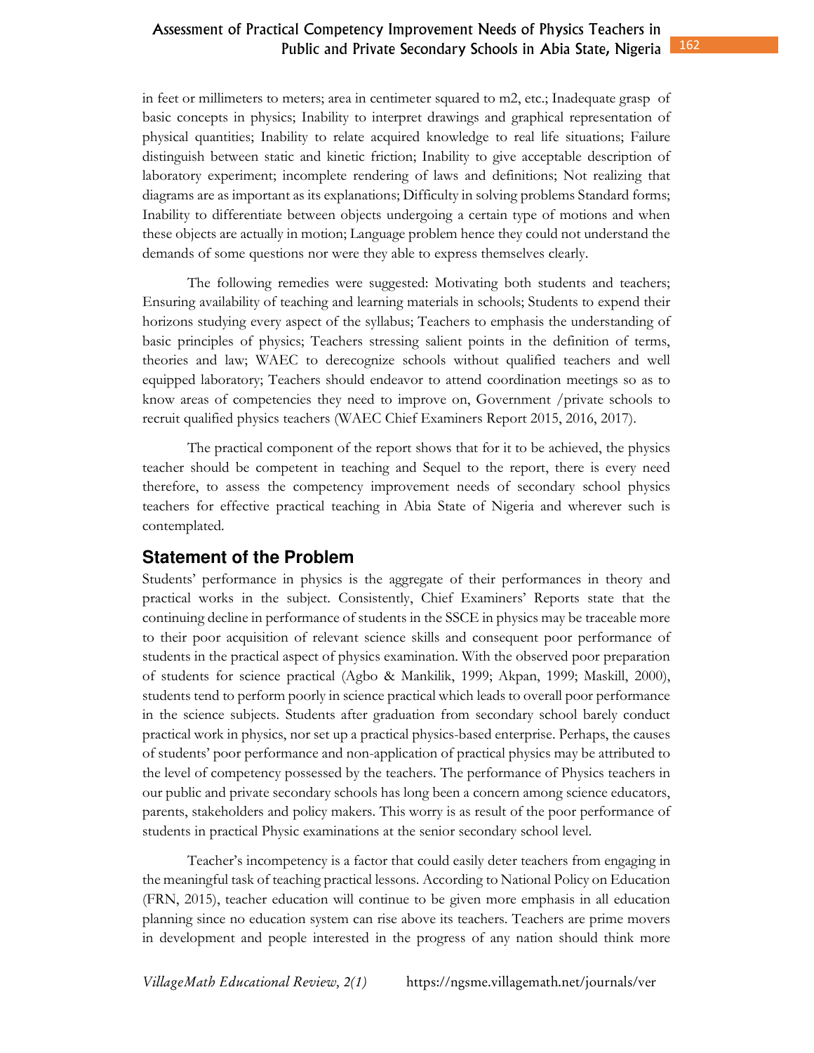in feet or millimeters to meters; area in centimeter squared to m2, etc.; Inadequate grasp of basic concepts in physics; Inability to interpret drawings and graphical representation of physical quantities; Inability to relate acquired knowledge to real life situations; Failure distinguish between static and kinetic friction; Inability to give acceptable description of laboratory experiment; incomplete rendering of laws and definitions; Not realizing that diagrams are as important as its explanations; Difficulty in solving problems Standard forms; Inability to differentiate between objects undergoing a certain type of motions and when these objects are actually in motion; Language problem hence they could not understand the demands of some questions nor were they able to express themselves clearly.

The following remedies were suggested: Motivating both students and teachers; Ensuring availability of teaching and learning materials in schools; Students to expend their horizons studying every aspect of the syllabus; Teachers to emphasis the understanding of basic principles of physics; Teachers stressing salient points in the definition of terms, theories and law; WAEC to derecognize schools without qualified teachers and well equipped laboratory; Teachers should endeavor to attend coordination meetings so as to know areas of competencies they need to improve on, Government /private schools to recruit qualified physics teachers (WAEC Chief Examiners Report 2015, 2016, 2017).

The practical component of the report shows that for it to be achieved, the physics teacher should be competent in teaching and Sequel to the report, there is every need therefore, to assess the competency improvement needs of secondary school physics teachers for effective practical teaching in Abia State of Nigeria and wherever such is contemplated.

## Statement of the Problem

Students' performance in physics is the aggregate of their performances in theory and practical works in the subject. Consistently, Chief Examiners' Reports state that the continuing decline in performance of students in the SSCE in physics may be traceable more to their poor acquisition of relevant science skills and consequent poor performance of students in the practical aspect of physics examination. With the observed poor preparation of students for science practical (Agbo & Mankilik, 1999; Akpan, 1999; Maskill, 2000), students tend to perform poorly in science practical which leads to overall poor performance in the science subjects. Students after graduation from secondary school barely conduct practical work in physics, nor set up a practical physics-based enterprise. Perhaps, the causes of students' poor performance and non-application of practical physics may be attributed to the level of competency possessed by the teachers. The performance of Physics teachers in our public and private secondary schools has long been a concern among science educators, parents, stakeholders and policy makers. This worry is as result of the poor performance of students in practical Physic examinations at the senior secondary school level.

Teacher's incompetency is a factor that could easily deter teachers from engaging in the meaningful task of teaching practical lessons. According to National Policy on Education (FRN, 2015), teacher education will continue to be given more emphasis in all education planning since no education system can rise above its teachers. Teachers are prime movers in development and people interested in the progress of any nation should think more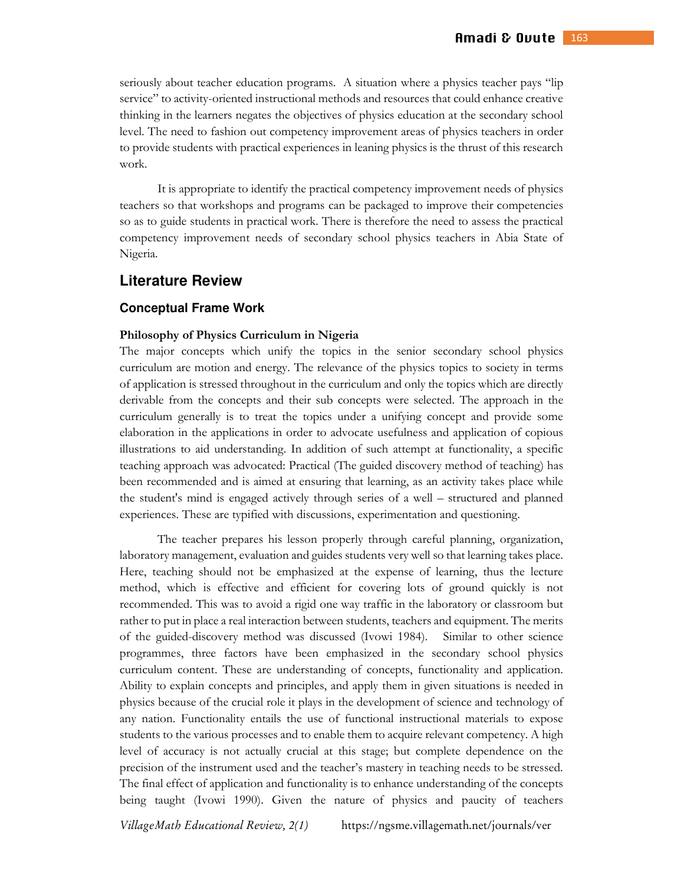seriously about teacher education programs. A situation where a physics teacher pays "lip service" to activity-oriented instructional methods and resources that could enhance creative thinking in the learners negates the objectives of physics education at the secondary school level. The need to fashion out competency improvement areas of physics teachers in order to provide students with practical experiences in leaning physics is the thrust of this research work.

It is appropriate to identify the practical competency improvement needs of physics teachers so that workshops and programs can be packaged to improve their competencies so as to guide students in practical work. There is therefore the need to assess the practical competency improvement needs of secondary school physics teachers in Abia State of Nigeria.

## Literature Review

### Conceptual Frame Work

#### Philosophy of Physics Curriculum in Nigeria

The major concepts which unify the topics in the senior secondary school physics curriculum are motion and energy. The relevance of the physics topics to society in terms of application is stressed throughout in the curriculum and only the topics which are directly derivable from the concepts and their sub concepts were selected. The approach in the curriculum generally is to treat the topics under a unifying concept and provide some elaboration in the applications in order to advocate usefulness and application of copious illustrations to aid understanding. In addition of such attempt at functionality, a specific teaching approach was advocated: Practical (The guided discovery method of teaching) has been recommended and is aimed at ensuring that learning, as an activity takes place while the student's mind is engaged actively through series of a well – structured and planned experiences. These are typified with discussions, experimentation and questioning.

The teacher prepares his lesson properly through careful planning, organization, laboratory management, evaluation and guides students very well so that learning takes place. Here, teaching should not be emphasized at the expense of learning, thus the lecture method, which is effective and efficient for covering lots of ground quickly is not recommended. This was to avoid a rigid one way traffic in the laboratory or classroom but rather to put in place a real interaction between students, teachers and equipment. The merits of the guided-discovery method was discussed (Ivowi 1984). Similar to other science programmes, three factors have been emphasized in the secondary school physics curriculum content. These are understanding of concepts, functionality and application. Ability to explain concepts and principles, and apply them in given situations is needed in physics because of the crucial role it plays in the development of science and technology of any nation. Functionality entails the use of functional instructional materials to expose students to the various processes and to enable them to acquire relevant competency. A high level of accuracy is not actually crucial at this stage; but complete dependence on the precision of the instrument used and the teacher's mastery in teaching needs to be stressed. The final effect of application and functionality is to enhance understanding of the concepts being taught (Ivowi 1990). Given the nature of physics and paucity of teachers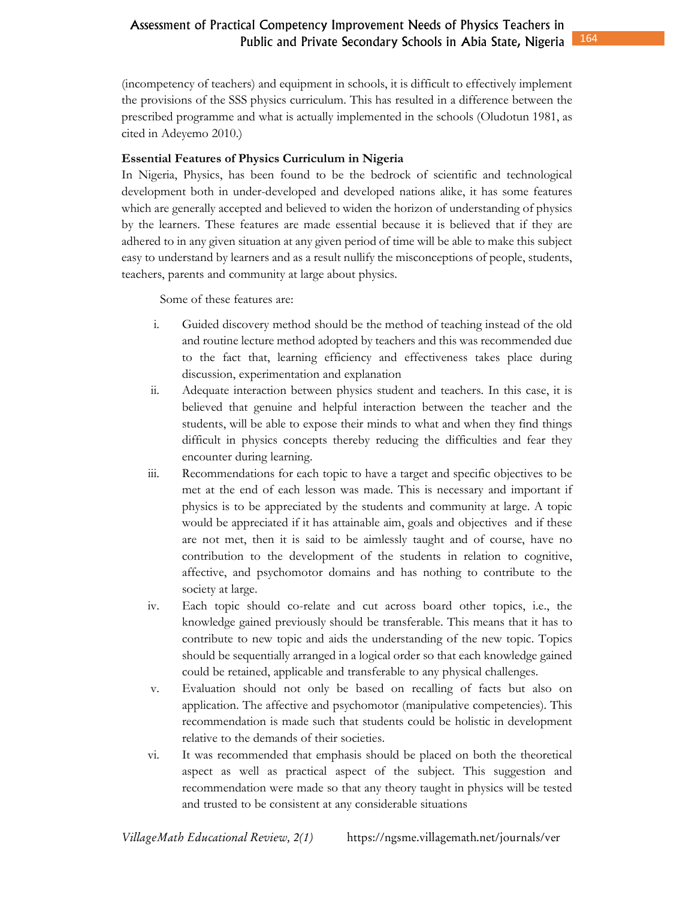(incompetency of teachers) and equipment in schools, it is difficult to effectively implement the provisions of the SSS physics curriculum. This has resulted in a difference between the prescribed programme and what is actually implemented in the schools (Oludotun 1981, as cited in Adeyemo 2010.)

**Essential Features of Physics Curriculum in Nigeria**

In Nigeria, Physics, has been found to be the bedrock of scientific and technological development both in under-developed and developed nations alike, it has some features which are generally accepted and believed to widen the horizon of understanding of physics by the learners. These features are made essential because it is believed that if they are adhered to in any given situation at any given period of time will be able to make this subject easy to understand by learners and as a result nullify the misconceptions of people, students, teachers, parents and community at large about physics.

Some of these features are:

i. Guided discovery method should be the method of teaching instead of the old and routine lecture method adopted by teachers and this was recommended due to the fact that, learning efficiency and effectiveness takes place during discussion, experimentation and explanation

ii. Adequate interaction between physics student and teachers. In this case, it is believed that genuine and helpful interaction between the teacher and the students, will be able to expose their minds to what and when they find things difficult in physics concepts thereby reducing the difficulties and fear they encounter during learning.

iii. Recommendations for each topic to have a target and specific objectives to be met at the end of each lesson was made. This is necessary and important if physics is to be appreciated by the students and community at large. A topic would be appreciated if it has attainable aim, goals and objectives and if these are not met, then it is said to be aimlessly taught and of course, have no contribution to the development of the students in relation to cognitive, affective, and psychomotor domains and has nothing to contribute to the society at large.

iv. Each topic should co-relate and cut across board other topics, i.e., the knowledge gained previously should be transferable. This means that it has to contribute to new topic and aids the understanding of the new topic. Topics should be sequentially arranged in a logical order so that each knowledge gained could be retained, applicable and transferable to any physical challenges.

v. Evaluation should not only be based on recalling of facts but also on application. The affective and psychomotor (manipulative competencies). This recommendation is made such that students could be holistic in development relative to the demands of their societies.

vi. It was recommended that emphasis should be placed on both the theoretical aspect as well as practical aspect of the subject. This suggestion and recommendation were made so that any theory taught in physics will be tested and trusted to be consistent at any considerable situations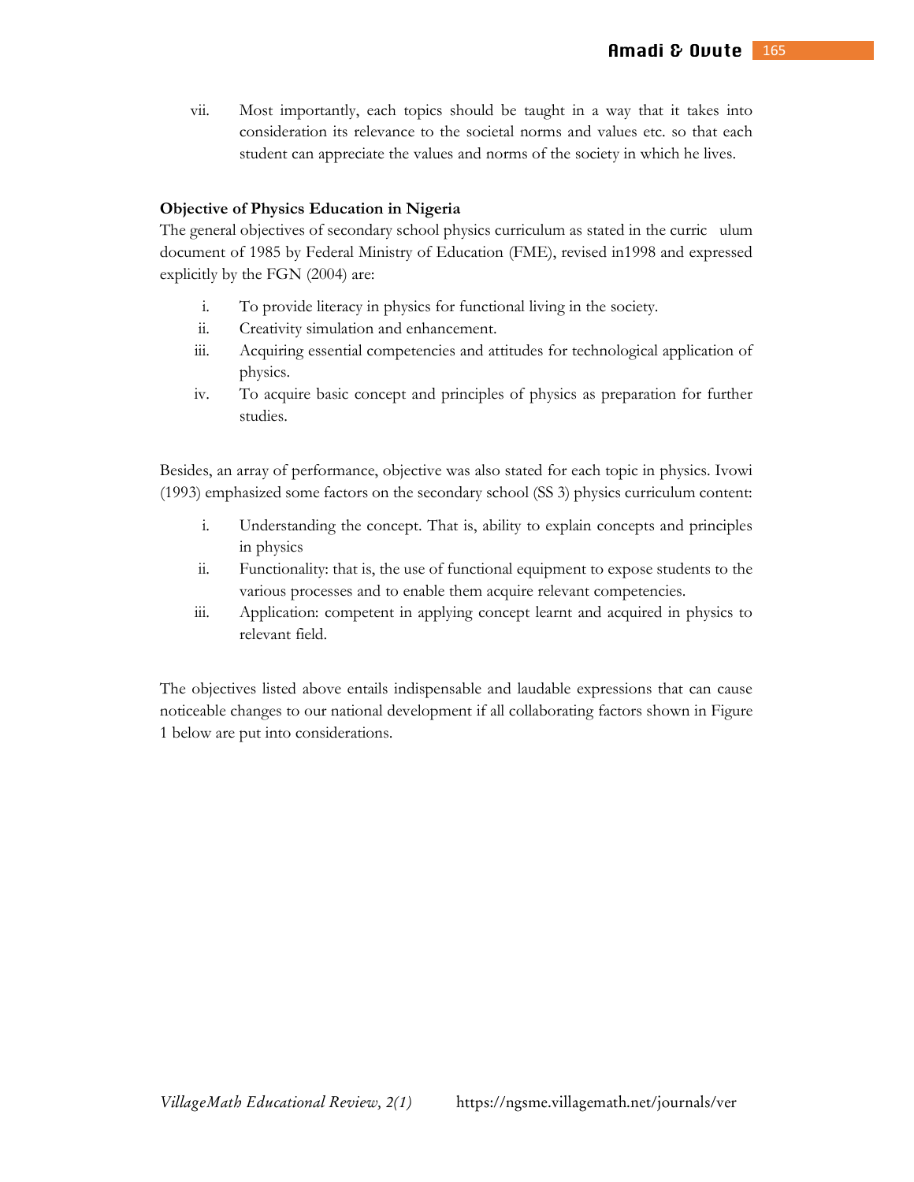vii. Most importantly, each topics should be taught in a way that it takes into consideration its relevance to the societal norms and values etc. so that each student can appreciate the values and norms of the society in which he lives.

**Objective of Physics Education in Nigeria**

The general objectives of secondary school physics curriculum as stated in the curric ulum document of 1985 by Federal Ministry of Education (FME), revised in1998 and expressed explicitly by the FGN (2004) are:

i. To provide literacy in physics for functional living in the society.
ii. Creativity simulation and enhancement.
iii. Acquiring essential competencies and attitudes for technological application of physics.
iv. To acquire basic concept and principles of physics as preparation for further studies.

Besides, an array of performance, objective was also stated for each topic in physics. Ivowi (1993) emphasized some factors on the secondary school (SS 3) physics curriculum content:

i. Understanding the concept. That is, ability to explain concepts and principles in physics
ii. Functionality: that is, the use of functional equipment to expose students to the various processes and to enable them acquire relevant competencies.
iii. Application: competent in applying concept learnt and acquired in physics to relevant field.

The objectives listed above entails indispensable and laudable expressions that can cause noticeable changes to our national development if all collaborating factors shown in Figure 1 below are put into considerations.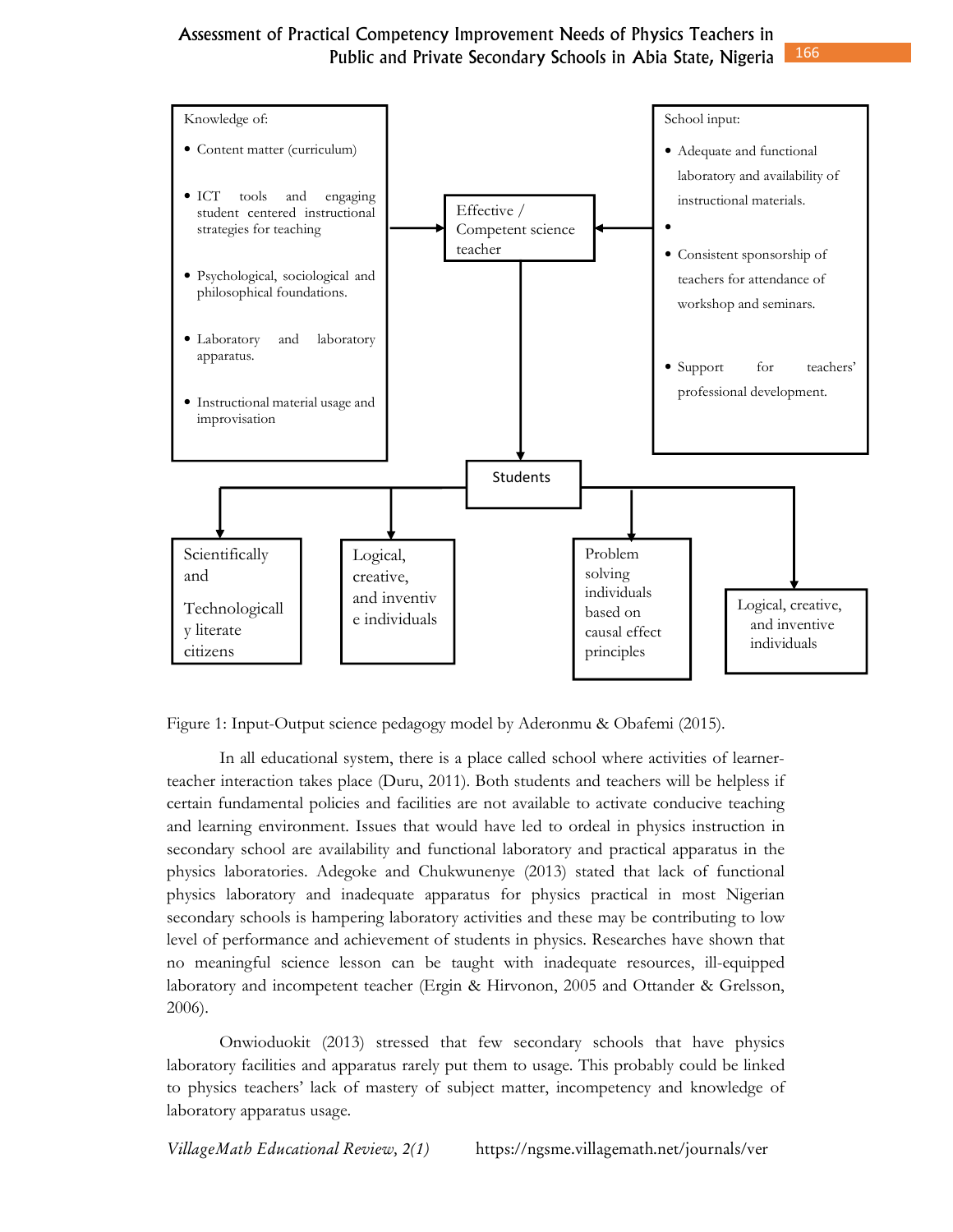Knowledge of:

- Content matter (curriculum)
- ICT tools and engaging student centered instructional strategies for teaching
- Psychological, sociological and philosophical foundations.
- Laboratory and laboratory apparatus.
- Instructional material usage and improvisation

Effective / Competent science teacher

School input:

- Adequate and functional laboratory and availability of instructional materials.
- 
- Consistent sponsorship of teachers for attendance of workshop and seminars.
- Support for teachers' professional development.

Students

Scientifically and Technologically literate citizens

Logical, creative, and inventive individuals

Problem solving individuals based on causal effect principles

Logical, creative, and inventive individuals

Figure 1: Input-Output science pedagogy model by Aderonmu & Obafemi (2015).

In all educational system, there is a place called school where activities of learner-teacher interaction takes place (Duru, 2011). Both students and teachers will be helpless if certain fundamental policies and facilities are not available to activate conducive teaching and learning environment. Issues that would have led to ordeal in physics instruction in secondary school are availability and functional laboratory and practical apparatus in the physics laboratories. Adegoke and Chukwunenye (2013) stated that lack of functional physics laboratory and inadequate apparatus for physics practical in most Nigerian secondary schools is hampering laboratory activities and these may be contributing to low level of performance and achievement of students in physics. Researches have shown that no meaningful science lesson can be taught with inadequate resources, ill-equipped laboratory and incompetent teacher (Ergin & Hirvonon, 2005 and Ottander & Grelsson, 2006).

Onwioduokit (2013) stressed that few secondary schools that have physics laboratory facilities and apparatus rarely put them to usage. This probably could be linked to physics teachers' lack of mastery of subject matter, incompetency and knowledge of laboratory apparatus usage.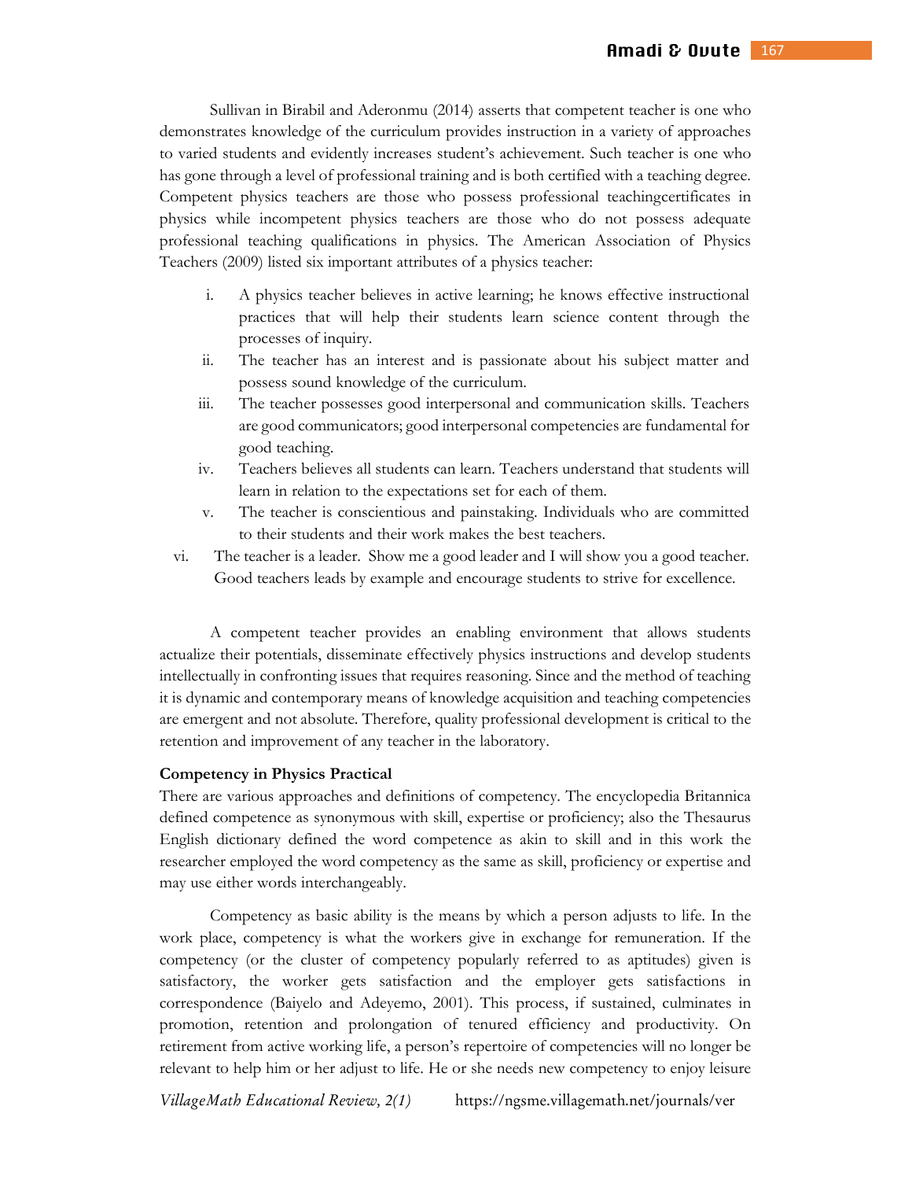Sullivan in Birabil and Aderonmu (2014) asserts that competent teacher is one who demonstrates knowledge of the curriculum provides instruction in a variety of approaches to varied students and evidently increases student's achievement. Such teacher is one who has gone through a level of professional training and is both certified with a teaching degree. Competent physics teachers are those who possess professional teachingcertificates in physics while incompetent physics teachers are those who do not possess adequate professional teaching qualifications in physics. The American Association of Physics Teachers (2009) listed six important attributes of a physics teacher:

i. A physics teacher believes in active learning; he knows effective instructional practices that will help their students learn science content through the processes of inquiry.
ii. The teacher has an interest and is passionate about his subject matter and possess sound knowledge of the curriculum.
iii. The teacher possesses good interpersonal and communication skills. Teachers are good communicators; good interpersonal competencies are fundamental for good teaching.
iv. Teachers believes all students can learn. Teachers understand that students will learn in relation to the expectations set for each of them.
v. The teacher is conscientious and painstaking. Individuals who are committed to their students and their work makes the best teachers.
vi. The teacher is a leader. Show me a good leader and I will show you a good teacher. Good teachers leads by example and encourage students to strive for excellence.

A competent teacher provides an enabling environment that allows students actualize their potentials, disseminate effectively physics instructions and develop students intellectually in confronting issues that requires reasoning. Since and the method of teaching it is dynamic and contemporary means of knowledge acquisition and teaching competencies are emergent and not absolute. Therefore, quality professional development is critical to the retention and improvement of any teacher in the laboratory.

**Competency in Physics Practical**

There are various approaches and definitions of competency. The encyclopedia Britannica defined competence as synonymous with skill, expertise or proficiency; also the Thesaurus English dictionary defined the word competence as akin to skill and in this work the researcher employed the word competency as the same as skill, proficiency or expertise and may use either words interchangeably.

Competency as basic ability is the means by which a person adjusts to life. In the work place, competency is what the workers give in exchange for remuneration. If the competency (or the cluster of competency popularly referred to as aptitudes) given is satisfactory, the worker gets satisfaction and the employer gets satisfactions in correspondence (Baiyelo and Adeyemo, 2001). This process, if sustained, culminates in promotion, retention and prolongation of tenured efficiency and productivity. On retirement from active working life, a person's repertoire of competencies will no longer be relevant to help him or her adjust to life. He or she needs new competency to enjoy leisure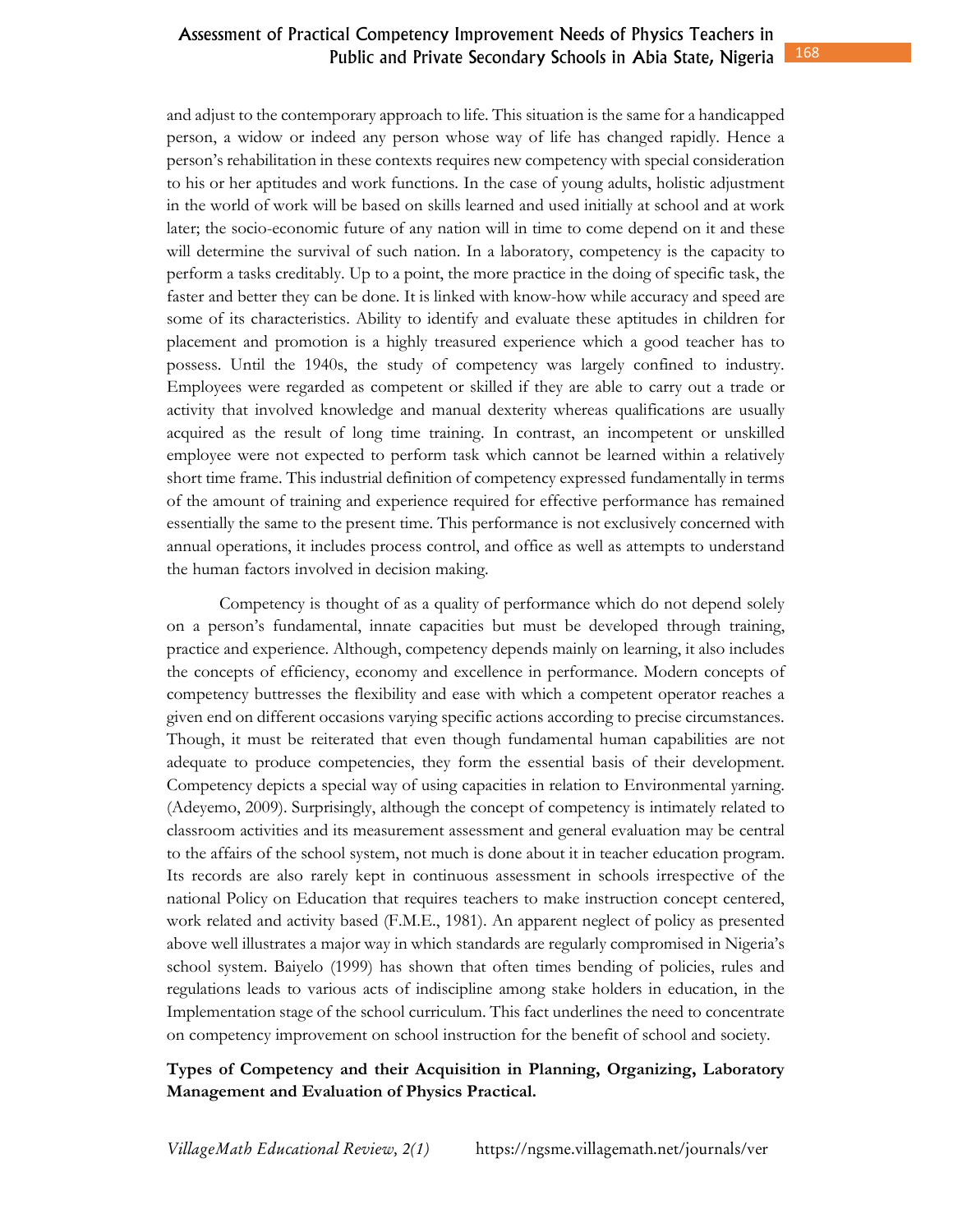and adjust to the contemporary approach to life. This situation is the same for a handicapped person, a widow or indeed any person whose way of life has changed rapidly. Hence a person's rehabilitation in these contexts requires new competency with special consideration to his or her aptitudes and work functions. In the case of young adults, holistic adjustment in the world of work will be based on skills learned and used initially at school and at work later; the socio-economic future of any nation will in time to come depend on it and these will determine the survival of such nation. In a laboratory, competency is the capacity to perform a tasks creditably. Up to a point, the more practice in the doing of specific task, the faster and better they can be done. It is linked with know-how while accuracy and speed are some of its characteristics. Ability to identify and evaluate these aptitudes in children for placement and promotion is a highly treasured experience which a good teacher has to possess. Until the 1940s, the study of competency was largely confined to industry. Employees were regarded as competent or skilled if they are able to carry out a trade or activity that involved knowledge and manual dexterity whereas qualifications are usually acquired as the result of long time training. In contrast, an incompetent or unskilled employee were not expected to perform task which cannot be learned within a relatively short time frame. This industrial definition of competency expressed fundamentally in terms of the amount of training and experience required for effective performance has remained essentially the same to the present time. This performance is not exclusively concerned with annual operations, it includes process control, and office as well as attempts to understand the human factors involved in decision making.

Competency is thought of as a quality of performance which do not depend solely on a person's fundamental, innate capacities but must be developed through training, practice and experience. Although, competency depends mainly on learning, it also includes the concepts of efficiency, economy and excellence in performance. Modern concepts of competency buttresses the flexibility and ease with which a competent operator reaches a given end on different occasions varying specific actions according to precise circumstances. Though, it must be reiterated that even though fundamental human capabilities are not adequate to produce competencies, they form the essential basis of their development. Competency depicts a special way of using capacities in relation to Environmental yarning. (Adeyemo, 2009). Surprisingly, although the concept of competency is intimately related to classroom activities and its measurement assessment and general evaluation may be central to the affairs of the school system, not much is done about it in teacher education program. Its records are also rarely kept in continuous assessment in schools irrespective of the national Policy on Education that requires teachers to make instruction concept centered, work related and activity based (F.M.E., 1981). An apparent neglect of policy as presented above well illustrates a major way in which standards are regularly compromised in Nigeria's school system. Baiyelo (1999) has shown that often times bending of policies, rules and regulations leads to various acts of indiscipline among stake holders in education, in the Implementation stage of the school curriculum. This fact underlines the need to concentrate on competency improvement on school instruction for the benefit of school and society.

**Types of Competency and their Acquisition in Planning, Organizing, Laboratory Management and Evaluation of Physics Practical.**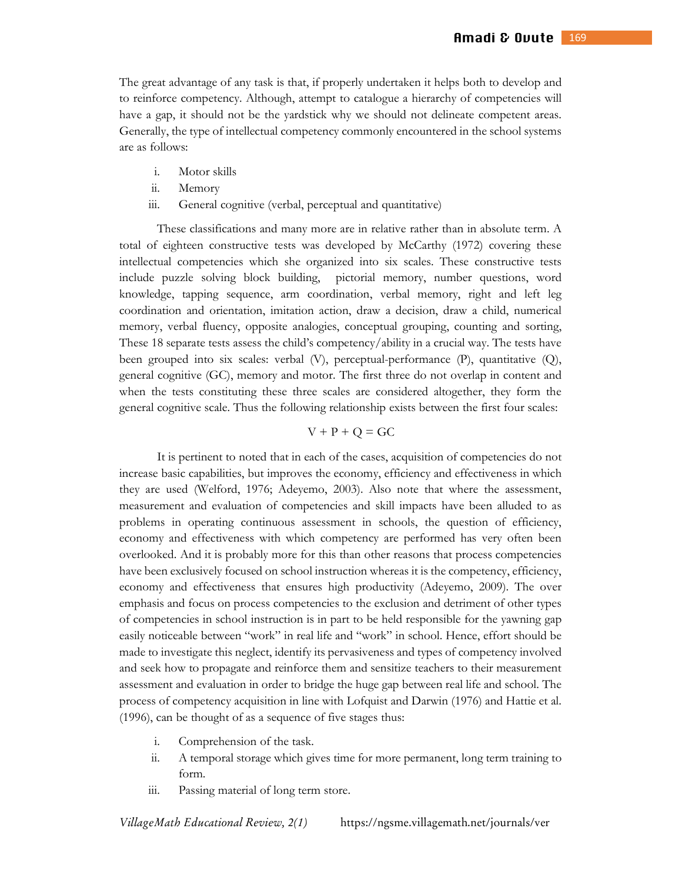The great advantage of any task is that, if properly undertaken it helps both to develop and to reinforce competency. Although, attempt to catalogue a hierarchy of competencies will have a gap, it should not be the yardstick why we should not delineate competent areas. Generally, the type of intellectual competency commonly encountered in the school systems are as follows:

i. Motor skills
ii. Memory
iii. General cognitive (verbal, perceptual and quantitative)

These classifications and many more are in relative rather than in absolute term. A total of eighteen constructive tests was developed by McCarthy (1972) covering these intellectual competencies which she organized into six scales. These constructive tests include puzzle solving block building, pictorial memory, number questions, word knowledge, tapping sequence, arm coordination, verbal memory, right and left leg coordination and orientation, imitation action, draw a decision, draw a child, numerical memory, verbal fluency, opposite analogies, conceptual grouping, counting and sorting, These 18 separate tests assess the child's competency/ability in a crucial way. The tests have been grouped into six scales: verbal (V), perceptual-performance (P), quantitative (Q), general cognitive (GC), memory and motor. The first three do not overlap in content and when the tests constituting these three scales are considered altogether, they form the general cognitive scale. Thus the following relationship exists between the first four scales:

$$V + P + Q = GC$$

It is pertinent to noted that in each of the cases, acquisition of competencies do not increase basic capabilities, but improves the economy, efficiency and effectiveness in which they are used (Welford, 1976; Adeyemo, 2003). Also note that where the assessment, measurement and evaluation of competencies and skill impacts have been alluded to as problems in operating continuous assessment in schools, the question of efficiency, economy and effectiveness with which competency are performed has very often been overlooked. And it is probably more for this than other reasons that process competencies have been exclusively focused on school instruction whereas it is the competency, efficiency, economy and effectiveness that ensures high productivity (Adeyemo, 2009). The over emphasis and focus on process competencies to the exclusion and detriment of other types of competencies in school instruction is in part to be held responsible for the yawning gap easily noticeable between "work" in real life and "work" in school. Hence, effort should be made to investigate this neglect, identify its pervasiveness and types of competency involved and seek how to propagate and reinforce them and sensitize teachers to their measurement assessment and evaluation in order to bridge the huge gap between real life and school. The process of competency acquisition in line with Lofquist and Darwin (1976) and Hattie et al. (1996), can be thought of as a sequence of five stages thus:

i. Comprehension of the task.
ii. A temporal storage which gives time for more permanent, long term training to form.
iii. Passing material of long term store.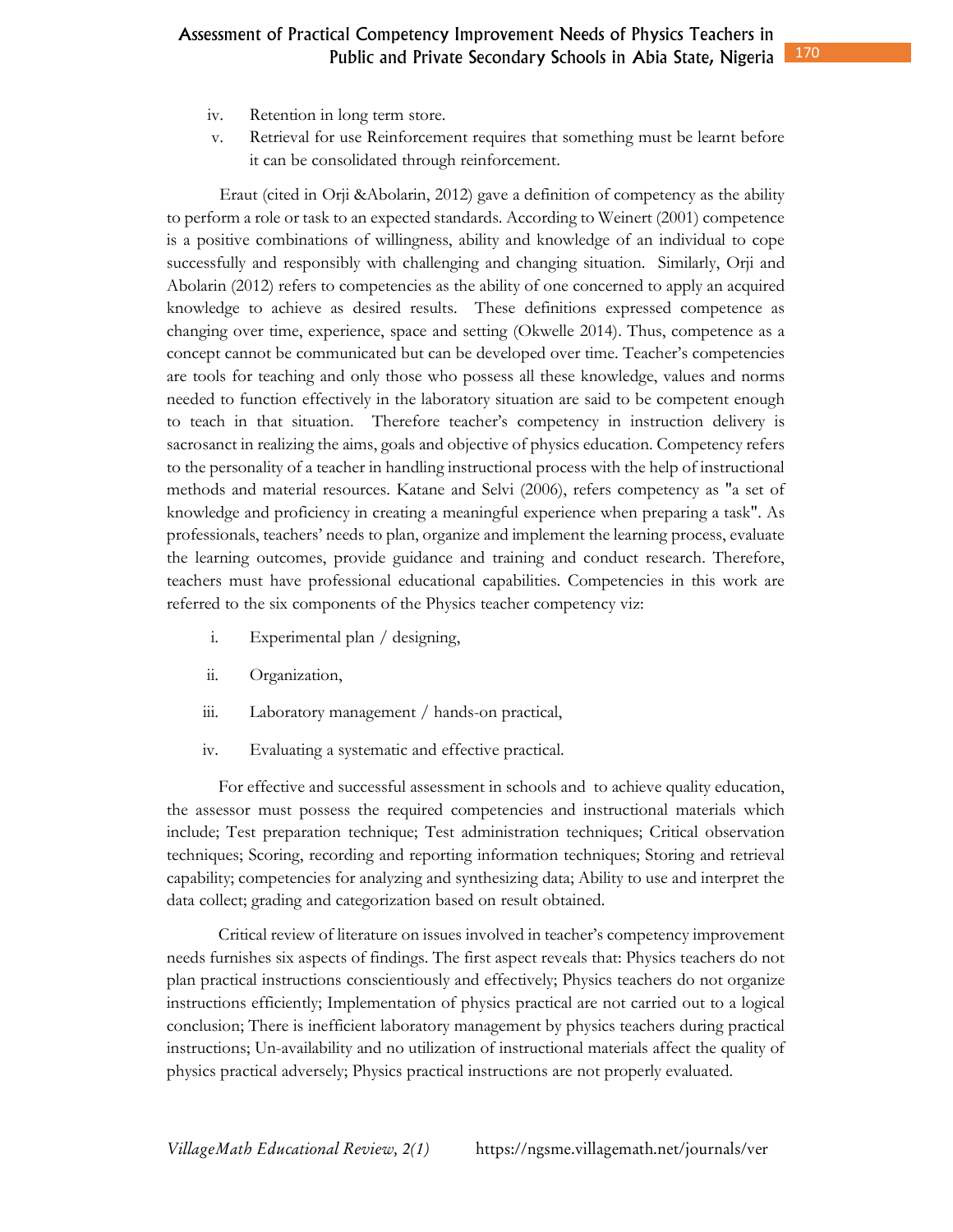iv. Retention in long term store.
v. Retrieval for use Reinforcement requires that something must be learnt before it can be consolidated through reinforcement.

Eraut (cited in Orji &Abolarin, 2012) gave a definition of competency as the ability to perform a role or task to an expected standards. According to Weinert (2001) competence is a positive combinations of willingness, ability and knowledge of an individual to cope successfully and responsibly with challenging and changing situation. Similarly, Orji and Abolarin (2012) refers to competencies as the ability of one concerned to apply an acquired knowledge to achieve as desired results. These definitions expressed competence as changing over time, experience, space and setting (Okwelle 2014). Thus, competence as a concept cannot be communicated but can be developed over time. Teacher's competencies are tools for teaching and only those who possess all these knowledge, values and norms needed to function effectively in the laboratory situation are said to be competent enough to teach in that situation. Therefore teacher's competency in instruction delivery is sacrosanct in realizing the aims, goals and objective of physics education. Competency refers to the personality of a teacher in handling instructional process with the help of instructional methods and material resources. Katane and Selvi (2006), refers competency as "a set of knowledge and proficiency in creating a meaningful experience when preparing a task". As professionals, teachers' needs to plan, organize and implement the learning process, evaluate the learning outcomes, provide guidance and training and conduct research. Therefore, teachers must have professional educational capabilities. Competencies in this work are referred to the six components of the Physics teacher competency viz:

i. Experimental plan / designing,

ii. Organization,

iii. Laboratory management / hands-on practical,

iv. Evaluating a systematic and effective practical.

For effective and successful assessment in schools and to achieve quality education, the assessor must possess the required competencies and instructional materials which include; Test preparation technique; Test administration techniques; Critical observation techniques; Scoring, recording and reporting information techniques; Storing and retrieval capability; competencies for analyzing and synthesizing data; Ability to use and interpret the data collect; grading and categorization based on result obtained.

Critical review of literature on issues involved in teacher's competency improvement needs furnishes six aspects of findings. The first aspect reveals that: Physics teachers do not plan practical instructions conscientiously and effectively; Physics teachers do not organize instructions efficiently; Implementation of physics practical are not carried out to a logical conclusion; There is inefficient laboratory management by physics teachers during practical instructions; Un-availability and no utilization of instructional materials affect the quality of physics practical adversely; Physics practical instructions are not properly evaluated.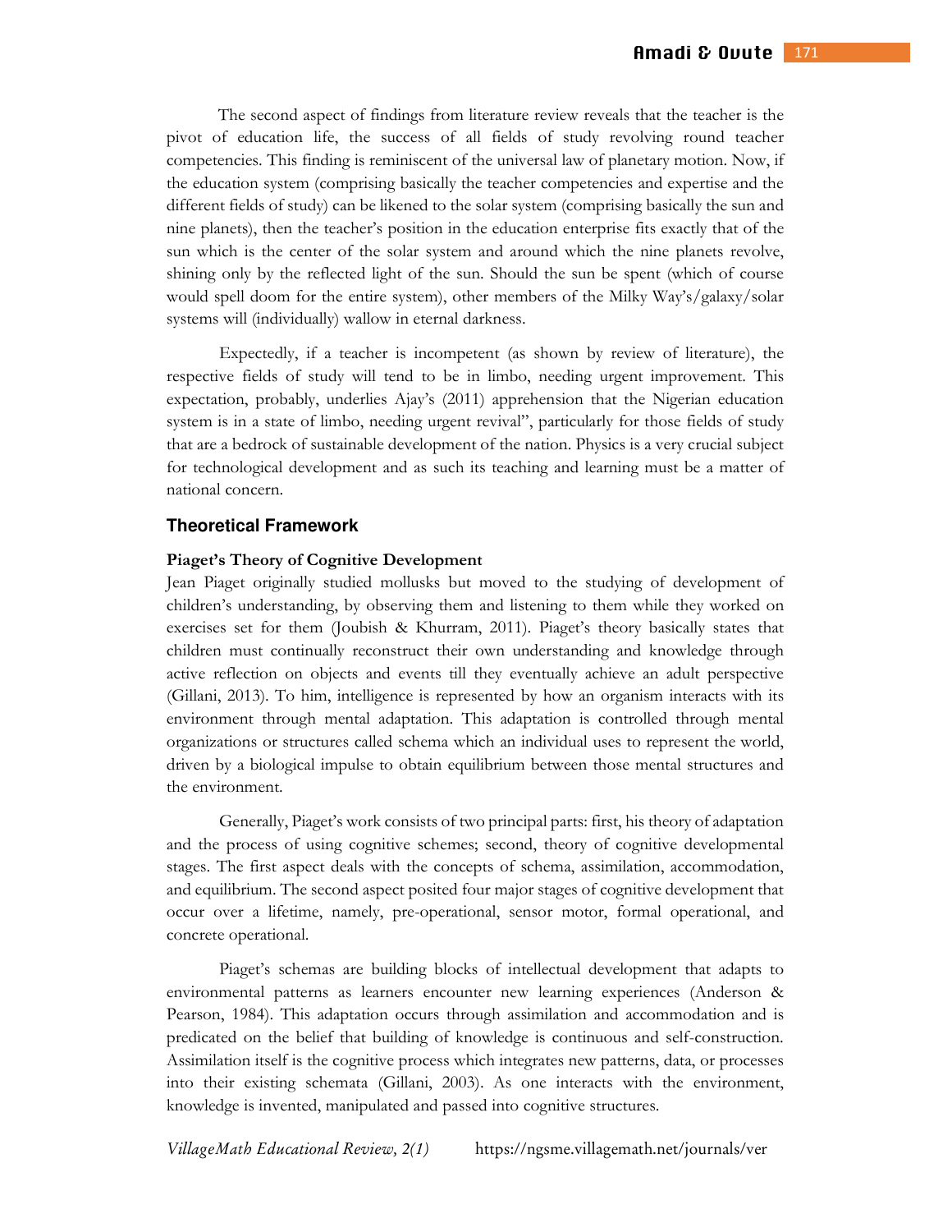The second aspect of findings from literature review reveals that the teacher is the pivot of education life, the success of all fields of study revolving round teacher competencies. This finding is reminiscent of the universal law of planetary motion. Now, if the education system (comprising basically the teacher competencies and expertise and the different fields of study) can be likened to the solar system (comprising basically the sun and nine planets), then the teacher's position in the education enterprise fits exactly that of the sun which is the center of the solar system and around which the nine planets revolve, shining only by the reflected light of the sun. Should the sun be spent (which of course would spell doom for the entire system), other members of the Milky Way's/galaxy/solar systems will (individually) wallow in eternal darkness.

Expectedly, if a teacher is incompetent (as shown by review of literature), the respective fields of study will tend to be in limbo, needing urgent improvement. This expectation, probably, underlies Ajay's (2011) apprehension that the Nigerian education system is in a state of limbo, needing urgent revival", particularly for those fields of study that are a bedrock of sustainable development of the nation. Physics is a very crucial subject for technological development and as such its teaching and learning must be a matter of national concern.

## Theoretical Framework

### Piaget's Theory of Cognitive Development

Jean Piaget originally studied mollusks but moved to the studying of development of children's understanding, by observing them and listening to them while they worked on exercises set for them (Joubish & Khurram, 2011). Piaget's theory basically states that children must continually reconstruct their own understanding and knowledge through active reflection on objects and events till they eventually achieve an adult perspective (Gillani, 2013). To him, intelligence is represented by how an organism interacts with its environment through mental adaptation. This adaptation is controlled through mental organizations or structures called schema which an individual uses to represent the world, driven by a biological impulse to obtain equilibrium between those mental structures and the environment.

Generally, Piaget's work consists of two principal parts: first, his theory of adaptation and the process of using cognitive schemes; second, theory of cognitive developmental stages. The first aspect deals with the concepts of schema, assimilation, accommodation, and equilibrium. The second aspect posited four major stages of cognitive development that occur over a lifetime, namely, pre-operational, sensor motor, formal operational, and concrete operational.

Piaget's schemas are building blocks of intellectual development that adapts to environmental patterns as learners encounter new learning experiences (Anderson & Pearson, 1984). This adaptation occurs through assimilation and accommodation and is predicated on the belief that building of knowledge is continuous and self-construction. Assimilation itself is the cognitive process which integrates new patterns, data, or processes into their existing schemata (Gillani, 2003). As one interacts with the environment, knowledge is invented, manipulated and passed into cognitive structures.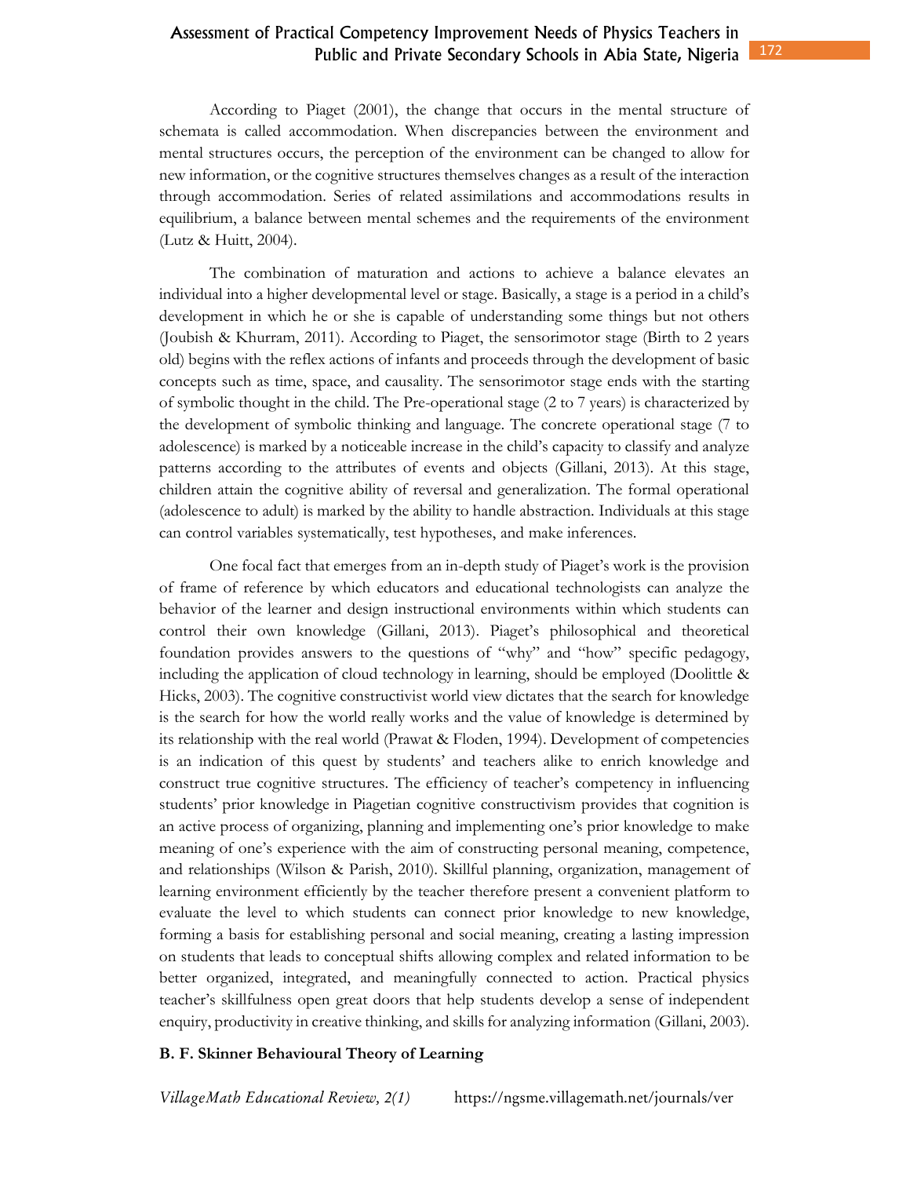According to Piaget (2001), the change that occurs in the mental structure of schemata is called accommodation. When discrepancies between the environment and mental structures occurs, the perception of the environment can be changed to allow for new information, or the cognitive structures themselves changes as a result of the interaction through accommodation. Series of related assimilations and accommodations results in equilibrium, a balance between mental schemes and the requirements of the environment (Lutz & Huitt, 2004).

The combination of maturation and actions to achieve a balance elevates an individual into a higher developmental level or stage. Basically, a stage is a period in a child's development in which he or she is capable of understanding some things but not others (Joubish & Khurram, 2011). According to Piaget, the sensorimotor stage (Birth to 2 years old) begins with the reflex actions of infants and proceeds through the development of basic concepts such as time, space, and causality. The sensorimotor stage ends with the starting of symbolic thought in the child. The Pre-operational stage (2 to 7 years) is characterized by the development of symbolic thinking and language. The concrete operational stage (7 to adolescence) is marked by a noticeable increase in the child's capacity to classify and analyze patterns according to the attributes of events and objects (Gillani, 2013). At this stage, children attain the cognitive ability of reversal and generalization. The formal operational (adolescence to adult) is marked by the ability to handle abstraction. Individuals at this stage can control variables systematically, test hypotheses, and make inferences.

One focal fact that emerges from an in-depth study of Piaget's work is the provision of frame of reference by which educators and educational technologists can analyze the behavior of the learner and design instructional environments within which students can control their own knowledge (Gillani, 2013). Piaget's philosophical and theoretical foundation provides answers to the questions of "why" and "how" specific pedagogy, including the application of cloud technology in learning, should be employed (Doolittle & Hicks, 2003). The cognitive constructivist world view dictates that the search for knowledge is the search for how the world really works and the value of knowledge is determined by its relationship with the real world (Prawat & Floden, 1994). Development of competencies is an indication of this quest by students' and teachers alike to enrich knowledge and construct true cognitive structures. The efficiency of teacher's competency in influencing students' prior knowledge in Piagetian cognitive constructivism provides that cognition is an active process of organizing, planning and implementing one's prior knowledge to make meaning of one's experience with the aim of constructing personal meaning, competence, and relationships (Wilson & Parish, 2010). Skillful planning, organization, management of learning environment efficiently by the teacher therefore present a convenient platform to evaluate the level to which students can connect prior knowledge to new knowledge, forming a basis for establishing personal and social meaning, creating a lasting impression on students that leads to conceptual shifts allowing complex and related information to be better organized, integrated, and meaningfully connected to action. Practical physics teacher's skillfulness open great doors that help students develop a sense of independent enquiry, productivity in creative thinking, and skills for analyzing information (Gillani, 2003).

**B. F. Skinner Behavioural Theory of Learning**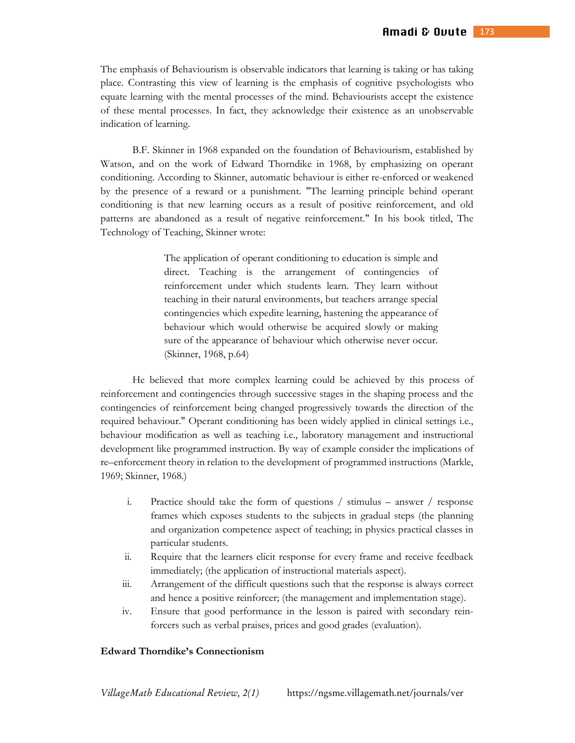The emphasis of Behaviourism is observable indicators that learning is taking or has taking place. Contrasting this view of learning is the emphasis of cognitive psychologists who equate learning with the mental processes of the mind. Behaviourists accept the existence of these mental processes. In fact, they acknowledge their existence as an unobservable indication of learning.

B.F. Skinner in 1968 expanded on the foundation of Behaviourism, established by Watson, and on the work of Edward Thorndike in 1968, by emphasizing on operant conditioning. According to Skinner, automatic behaviour is either re-enforced or weakened by the presence of a reward or a punishment. "The learning principle behind operant conditioning is that new learning occurs as a result of positive reinforcement, and old patterns are abandoned as a result of negative reinforcement." In his book titled, The Technology of Teaching, Skinner wrote:

> The application of operant conditioning to education is simple and direct. Teaching is the arrangement of contingencies of reinforcement under which students learn. They learn without teaching in their natural environments, but teachers arrange special contingencies which expedite learning, hastening the appearance of behaviour which would otherwise be acquired slowly or making sure of the appearance of behaviour which otherwise never occur. (Skinner, 1968, p.64)

He believed that more complex learning could be achieved by this process of reinforcement and contingencies through successive stages in the shaping process and the contingencies of reinforcement being changed progressively towards the direction of the required behaviour." Operant conditioning has been widely applied in clinical settings i.e., behaviour modification as well as teaching i.e., laboratory management and instructional development like programmed instruction. By way of example consider the implications of re–enforcement theory in relation to the development of programmed instructions (Markle, 1969; Skinner, 1968.)

i. Practice should take the form of questions / stimulus – answer / response frames which exposes students to the subjects in gradual steps (the planning and organization competence aspect of teaching; in physics practical classes in particular students.
ii. Require that the learners elicit response for every frame and receive feedback immediately; (the application of instructional materials aspect).
iii. Arrangement of the difficult questions such that the response is always correct and hence a positive reinforcer; (the management and implementation stage).
iv. Ensure that good performance in the lesson is paired with secondary reinforcers such as verbal praises, prices and good grades (evaluation).

**Edward Thorndike's Connectionism**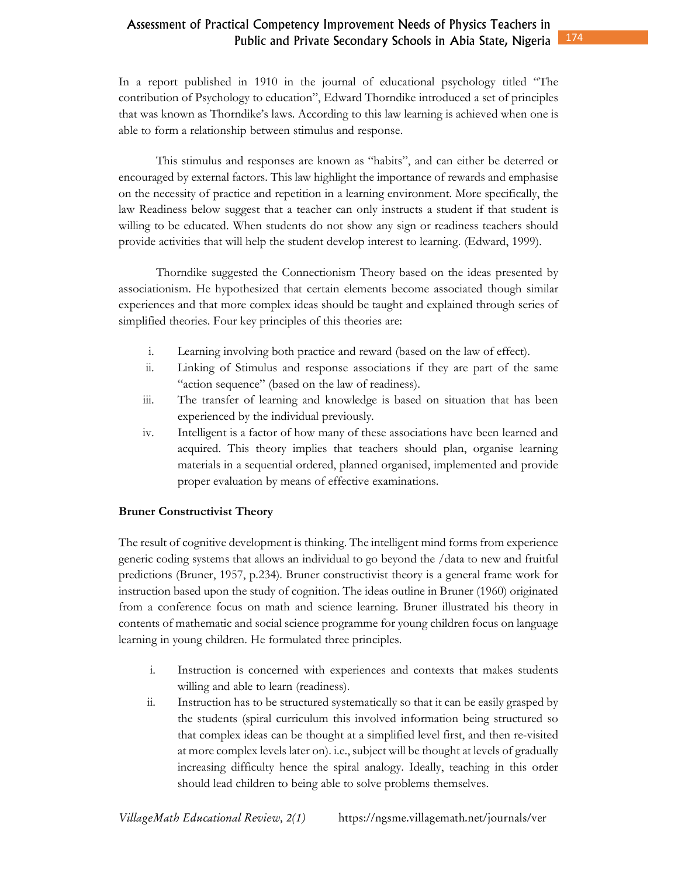In a report published in 1910 in the journal of educational psychology titled "The contribution of Psychology to education", Edward Thorndike introduced a set of principles that was known as Thorndike's laws. According to this law learning is achieved when one is able to form a relationship between stimulus and response.

This stimulus and responses are known as "habits", and can either be deterred or encouraged by external factors. This law highlight the importance of rewards and emphasise on the necessity of practice and repetition in a learning environment. More specifically, the law Readiness below suggest that a teacher can only instructs a student if that student is willing to be educated. When students do not show any sign or readiness teachers should provide activities that will help the student develop interest to learning. (Edward, 1999).

Thorndike suggested the Connectionism Theory based on the ideas presented by associationism. He hypothesized that certain elements become associated though similar experiences and that more complex ideas should be taught and explained through series of simplified theories. Four key principles of this theories are:

i. Learning involving both practice and reward (based on the law of effect).
ii. Linking of Stimulus and response associations if they are part of the same "action sequence" (based on the law of readiness).
iii. The transfer of learning and knowledge is based on situation that has been experienced by the individual previously.
iv. Intelligent is a factor of how many of these associations have been learned and acquired. This theory implies that teachers should plan, organise learning materials in a sequential ordered, planned organised, implemented and provide proper evaluation by means of effective examinations.

**Bruner Constructivist Theory**

The result of cognitive development is thinking. The intelligent mind forms from experience generic coding systems that allows an individual to go beyond the /data to new and fruitful predictions (Bruner, 1957, p.234). Bruner constructivist theory is a general frame work for instruction based upon the study of cognition. The ideas outline in Bruner (1960) originated from a conference focus on math and science learning. Bruner illustrated his theory in contents of mathematic and social science programme for young children focus on language learning in young children. He formulated three principles.

i. Instruction is concerned with experiences and contexts that makes students willing and able to learn (readiness).
ii. Instruction has to be structured systematically so that it can be easily grasped by the students (spiral curriculum this involved information being structured so that complex ideas can be thought at a simplified level first, and then re-visited at more complex levels later on). i.e., subject will be thought at levels of gradually increasing difficulty hence the spiral analogy. Ideally, teaching in this order should lead children to being able to solve problems themselves.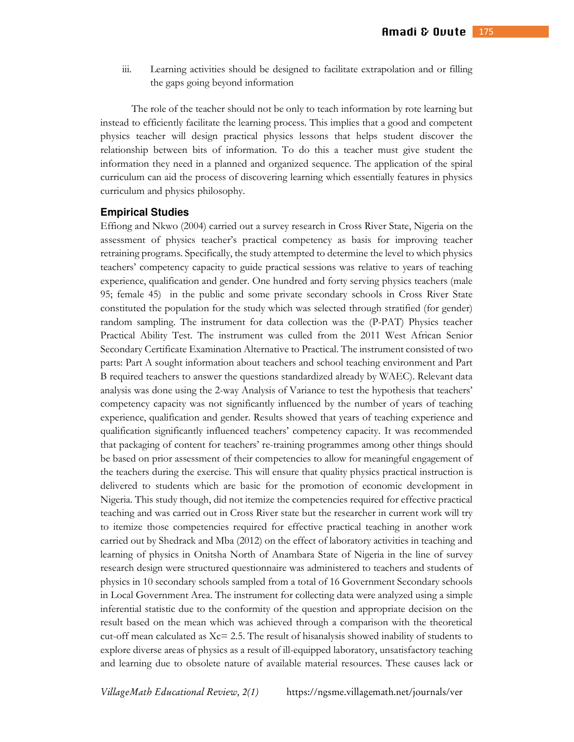iii. Learning activities should be designed to facilitate extrapolation and or filling the gaps going beyond information

The role of the teacher should not be only to teach information by rote learning but instead to efficiently facilitate the learning process. This implies that a good and competent physics teacher will design practical physics lessons that helps student discover the relationship between bits of information. To do this a teacher must give student the information they need in a planned and organized sequence. The application of the spiral curriculum can aid the process of discovering learning which essentially features in physics curriculum and physics philosophy.

## Empirical Studies

Effiong and Nkwo (2004) carried out a survey research in Cross River State, Nigeria on the assessment of physics teacher's practical competency as basis for improving teacher retraining programs. Specifically, the study attempted to determine the level to which physics teachers' competency capacity to guide practical sessions was relative to years of teaching experience, qualification and gender. One hundred and forty serving physics teachers (male 95; female 45) in the public and some private secondary schools in Cross River State constituted the population for the study which was selected through stratified (for gender) random sampling. The instrument for data collection was the (P-PAT) Physics teacher Practical Ability Test. The instrument was culled from the 2011 West African Senior Secondary Certificate Examination Alternative to Practical. The instrument consisted of two parts: Part A sought information about teachers and school teaching environment and Part B required teachers to answer the questions standardized already by WAEC). Relevant data analysis was done using the 2-way Analysis of Variance to test the hypothesis that teachers' competency capacity was not significantly influenced by the number of years of teaching experience, qualification and gender. Results showed that years of teaching experience and qualification significantly influenced teachers' competency capacity. It was recommended that packaging of content for teachers' re-training programmes among other things should be based on prior assessment of their competencies to allow for meaningful engagement of the teachers during the exercise. This will ensure that quality physics practical instruction is delivered to students which are basic for the promotion of economic development in Nigeria. This study though, did not itemize the competencies required for effective practical teaching and was carried out in Cross River state but the researcher in current work will try to itemize those competencies required for effective practical teaching in another work carried out by Shedrack and Mba (2012) on the effect of laboratory activities in teaching and learning of physics in Onitsha North of Anambara State of Nigeria in the line of survey research design were structured questionnaire was administered to teachers and students of physics in 10 secondary schools sampled from a total of 16 Government Secondary schools in Local Government Area. The instrument for collecting data were analyzed using a simple inferential statistic due to the conformity of the question and appropriate decision on the result based on the mean which was achieved through a comparison with the theoretical cut-off mean calculated as Xc= 2.5. The result of hisanalysis showed inability of students to explore diverse areas of physics as a result of ill-equipped laboratory, unsatisfactory teaching and learning due to obsolete nature of available material resources. These causes lack or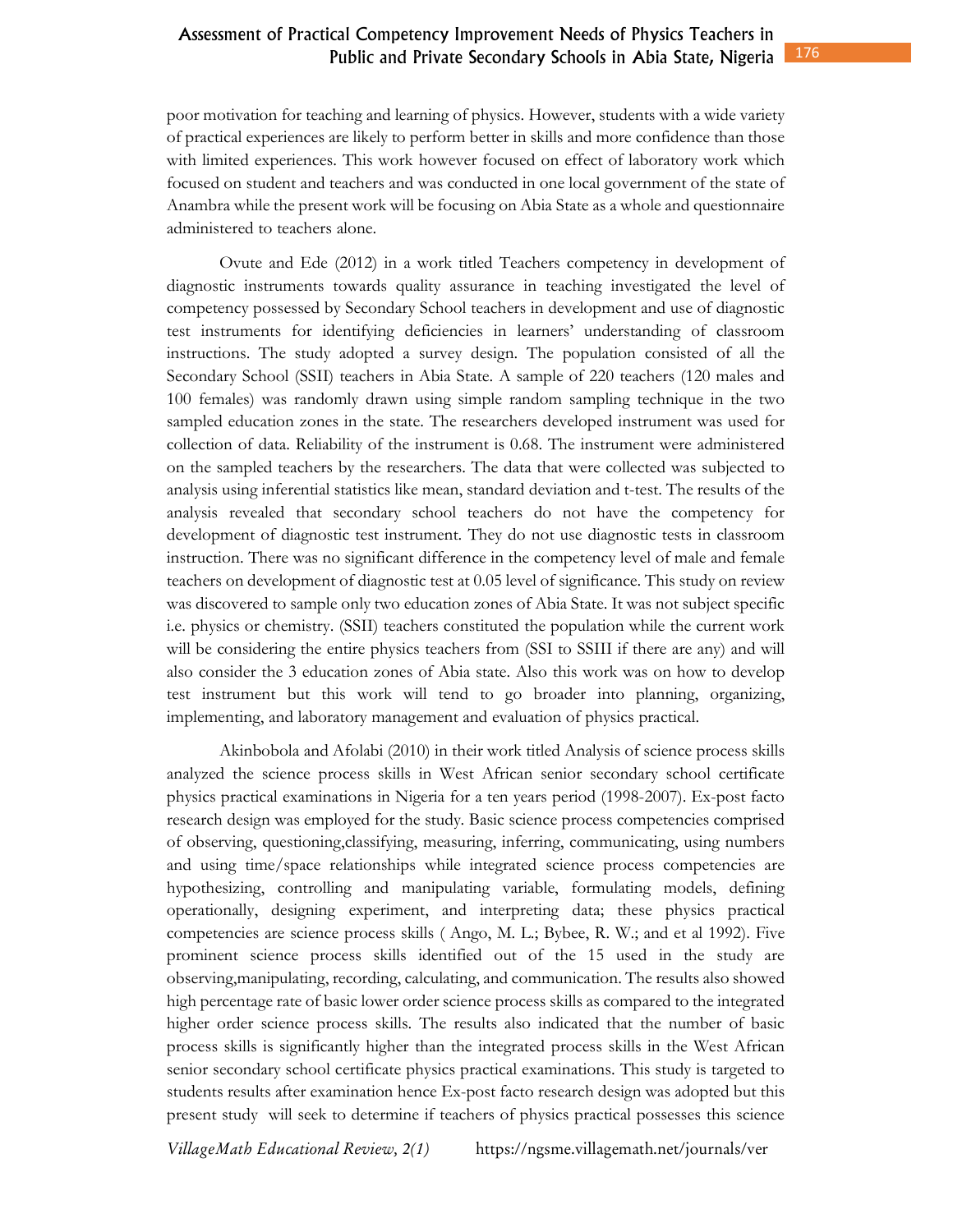poor motivation for teaching and learning of physics. However, students with a wide variety of practical experiences are likely to perform better in skills and more confidence than those with limited experiences. This work however focused on effect of laboratory work which focused on student and teachers and was conducted in one local government of the state of Anambra while the present work will be focusing on Abia State as a whole and questionnaire administered to teachers alone.

Ovute and Ede (2012) in a work titled Teachers competency in development of diagnostic instruments towards quality assurance in teaching investigated the level of competency possessed by Secondary School teachers in development and use of diagnostic test instruments for identifying deficiencies in learners' understanding of classroom instructions. The study adopted a survey design. The population consisted of all the Secondary School (SSII) teachers in Abia State. A sample of 220 teachers (120 males and 100 females) was randomly drawn using simple random sampling technique in the two sampled education zones in the state. The researchers developed instrument was used for collection of data. Reliability of the instrument is 0.68. The instrument were administered on the sampled teachers by the researchers. The data that were collected was subjected to analysis using inferential statistics like mean, standard deviation and t-test. The results of the analysis revealed that secondary school teachers do not have the competency for development of diagnostic test instrument. They do not use diagnostic tests in classroom instruction. There was no significant difference in the competency level of male and female teachers on development of diagnostic test at 0.05 level of significance. This study on review was discovered to sample only two education zones of Abia State. It was not subject specific i.e. physics or chemistry. (SSII) teachers constituted the population while the current work will be considering the entire physics teachers from (SSI to SSIII if there are any) and will also consider the 3 education zones of Abia state. Also this work was on how to develop test instrument but this work will tend to go broader into planning, organizing, implementing, and laboratory management and evaluation of physics practical.

Akinbobola and Afolabi (2010) in their work titled Analysis of science process skills analyzed the science process skills in West African senior secondary school certificate physics practical examinations in Nigeria for a ten years period (1998-2007). Ex-post facto research design was employed for the study. Basic science process competencies comprised of observing, questioning,classifying, measuring, inferring, communicating, using numbers and using time/space relationships while integrated science process competencies are hypothesizing, controlling and manipulating variable, formulating models, defining operationally, designing experiment, and interpreting data; these physics practical competencies are science process skills ( Ango, M. L.; Bybee, R. W.; and et al 1992). Five prominent science process skills identified out of the 15 used in the study are observing,manipulating, recording, calculating, and communication. The results also showed high percentage rate of basic lower order science process skills as compared to the integrated higher order science process skills. The results also indicated that the number of basic process skills is significantly higher than the integrated process skills in the West African senior secondary school certificate physics practical examinations. This study is targeted to students results after examination hence Ex-post facto research design was adopted but this present study will seek to determine if teachers of physics practical possesses this science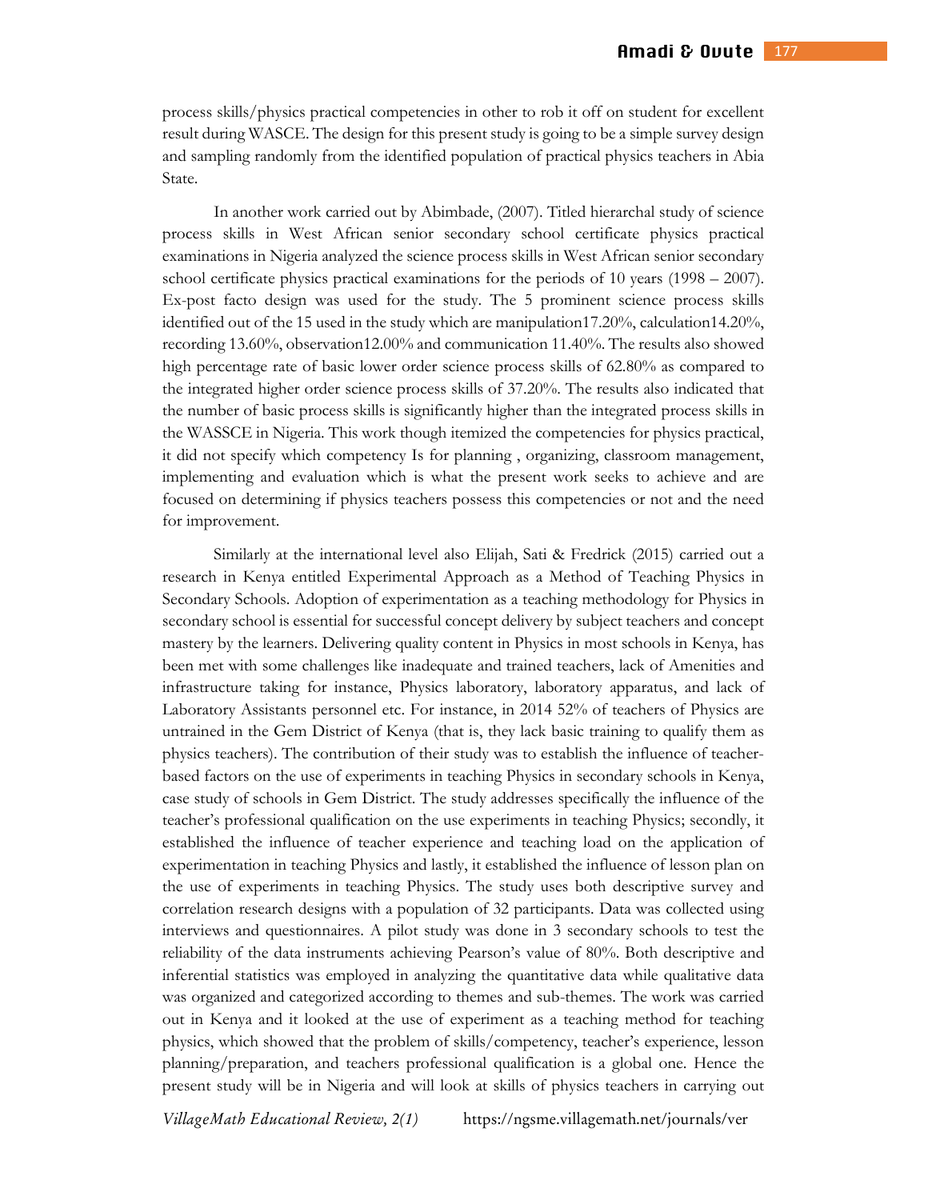process skills/physics practical competencies in other to rob it off on student for excellent result during WASCE. The design for this present study is going to be a simple survey design and sampling randomly from the identified population of practical physics teachers in Abia State.

In another work carried out by Abimbade, (2007). Titled hierarchal study of science process skills in West African senior secondary school certificate physics practical examinations in Nigeria analyzed the science process skills in West African senior secondary school certificate physics practical examinations for the periods of 10 years (1998 – 2007). Ex-post facto design was used for the study. The 5 prominent science process skills identified out of the 15 used in the study which are manipulation17.20%, calculation14.20%, recording 13.60%, observation12.00% and communication 11.40%. The results also showed high percentage rate of basic lower order science process skills of 62.80% as compared to the integrated higher order science process skills of 37.20%. The results also indicated that the number of basic process skills is significantly higher than the integrated process skills in the WASSCE in Nigeria. This work though itemized the competencies for physics practical, it did not specify which competency Is for planning , organizing, classroom management, implementing and evaluation which is what the present work seeks to achieve and are focused on determining if physics teachers possess this competencies or not and the need for improvement.

Similarly at the international level also Elijah, Sati & Fredrick (2015) carried out a research in Kenya entitled Experimental Approach as a Method of Teaching Physics in Secondary Schools. Adoption of experimentation as a teaching methodology for Physics in secondary school is essential for successful concept delivery by subject teachers and concept mastery by the learners. Delivering quality content in Physics in most schools in Kenya, has been met with some challenges like inadequate and trained teachers, lack of Amenities and infrastructure taking for instance, Physics laboratory, laboratory apparatus, and lack of Laboratory Assistants personnel etc. For instance, in 2014 52% of teachers of Physics are untrained in the Gem District of Kenya (that is, they lack basic training to qualify them as physics teachers). The contribution of their study was to establish the influence of teacher-based factors on the use of experiments in teaching Physics in secondary schools in Kenya, case study of schools in Gem District. The study addresses specifically the influence of the teacher's professional qualification on the use experiments in teaching Physics; secondly, it established the influence of teacher experience and teaching load on the application of experimentation in teaching Physics and lastly, it established the influence of lesson plan on the use of experiments in teaching Physics. The study uses both descriptive survey and correlation research designs with a population of 32 participants. Data was collected using interviews and questionnaires. A pilot study was done in 3 secondary schools to test the reliability of the data instruments achieving Pearson's value of 80%. Both descriptive and inferential statistics was employed in analyzing the quantitative data while qualitative data was organized and categorized according to themes and sub-themes. The work was carried out in Kenya and it looked at the use of experiment as a teaching method for teaching physics, which showed that the problem of skills/competency, teacher's experience, lesson planning/preparation, and teachers professional qualification is a global one. Hence the present study will be in Nigeria and will look at skills of physics teachers in carrying out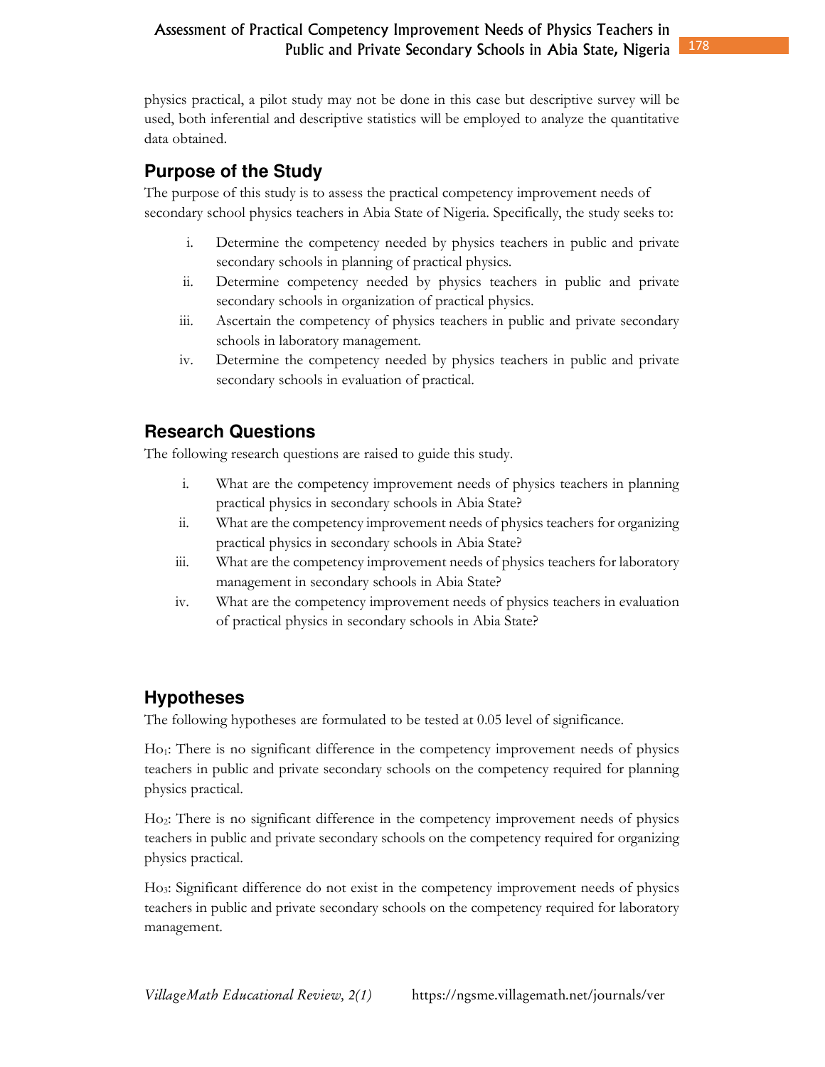physics practical, a pilot study may not be done in this case but descriptive survey will be used, both inferential and descriptive statistics will be employed to analyze the quantitative data obtained.

## Purpose of the Study

The purpose of this study is to assess the practical competency improvement needs of secondary school physics teachers in Abia State of Nigeria. Specifically, the study seeks to:

i. Determine the competency needed by physics teachers in public and private secondary schools in planning of practical physics.
ii. Determine competency needed by physics teachers in public and private secondary schools in organization of practical physics.
iii. Ascertain the competency of physics teachers in public and private secondary schools in laboratory management.
iv. Determine the competency needed by physics teachers in public and private secondary schools in evaluation of practical.

## Research Questions

The following research questions are raised to guide this study.

i. What are the competency improvement needs of physics teachers in planning practical physics in secondary schools in Abia State?
ii. What are the competency improvement needs of physics teachers for organizing practical physics in secondary schools in Abia State?
iii. What are the competency improvement needs of physics teachers for laboratory management in secondary schools in Abia State?
iv. What are the competency improvement needs of physics teachers in evaluation of practical physics in secondary schools in Abia State?

## Hypotheses

The following hypotheses are formulated to be tested at 0.05 level of significance.

$Ho_1$: There is no significant difference in the competency improvement needs of physics teachers in public and private secondary schools on the competency required for planning physics practical.

$Ho_2$: There is no significant difference in the competency improvement needs of physics teachers in public and private secondary schools on the competency required for organizing physics practical.

$Ho_3$: Significant difference do not exist in the competency improvement needs of physics teachers in public and private secondary schools on the competency required for laboratory management.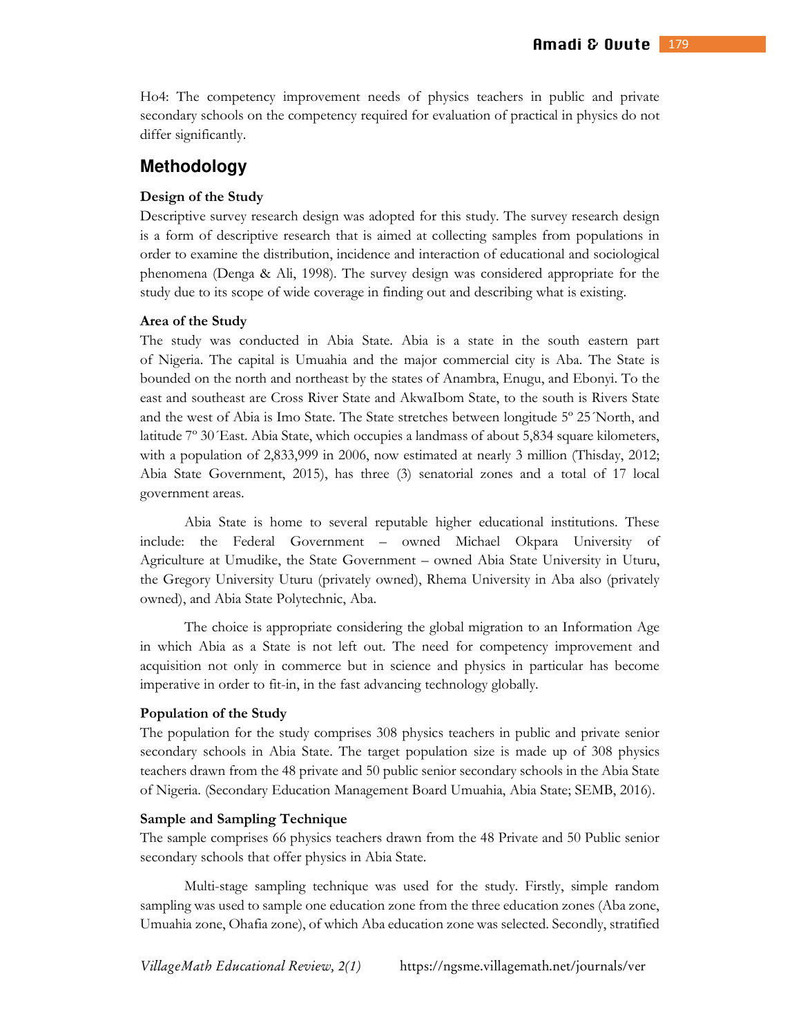Ho4: The competency improvement needs of physics teachers in public and private secondary schools on the competency required for evaluation of practical in physics do not differ significantly.

## Methodology

### Design of the Study

Descriptive survey research design was adopted for this study. The survey research design is a form of descriptive research that is aimed at collecting samples from populations in order to examine the distribution, incidence and interaction of educational and sociological phenomena (Denga & Ali, 1998). The survey design was considered appropriate for the study due to its scope of wide coverage in finding out and describing what is existing.

### Area of the Study

The study was conducted in Abia State. Abia is a state in the south eastern part of Nigeria. The capital is Umuahia and the major commercial city is Aba. The State is bounded on the north and northeast by the states of Anambra, Enugu, and Ebonyi. To the east and southeast are Cross River State and AkwaIbom State, to the south is Rivers State and the west of Abia is Imo State. The State stretches between longitude 5º 25´North, and latitude 7º 30´East. Abia State, which occupies a landmass of about 5,834 square kilometers, with a population of 2,833,999 in 2006, now estimated at nearly 3 million (Thisday, 2012; Abia State Government, 2015), has three (3) senatorial zones and a total of 17 local government areas.

Abia State is home to several reputable higher educational institutions. These include: the Federal Government – owned Michael Okpara University of Agriculture at Umudike, the State Government – owned Abia State University in Uturu, the Gregory University Uturu (privately owned), Rhema University in Aba also (privately owned), and Abia State Polytechnic, Aba.

The choice is appropriate considering the global migration to an Information Age in which Abia as a State is not left out. The need for competency improvement and acquisition not only in commerce but in science and physics in particular has become imperative in order to fit-in, in the fast advancing technology globally.

### Population of the Study

The population for the study comprises 308 physics teachers in public and private senior secondary schools in Abia State. The target population size is made up of 308 physics teachers drawn from the 48 private and 50 public senior secondary schools in the Abia State of Nigeria. (Secondary Education Management Board Umuahia, Abia State; SEMB, 2016).

### Sample and Sampling Technique

The sample comprises 66 physics teachers drawn from the 48 Private and 50 Public senior secondary schools that offer physics in Abia State.

Multi-stage sampling technique was used for the study. Firstly, simple random sampling was used to sample one education zone from the three education zones (Aba zone, Umuahia zone, Ohafia zone), of which Aba education zone was selected. Secondly, stratified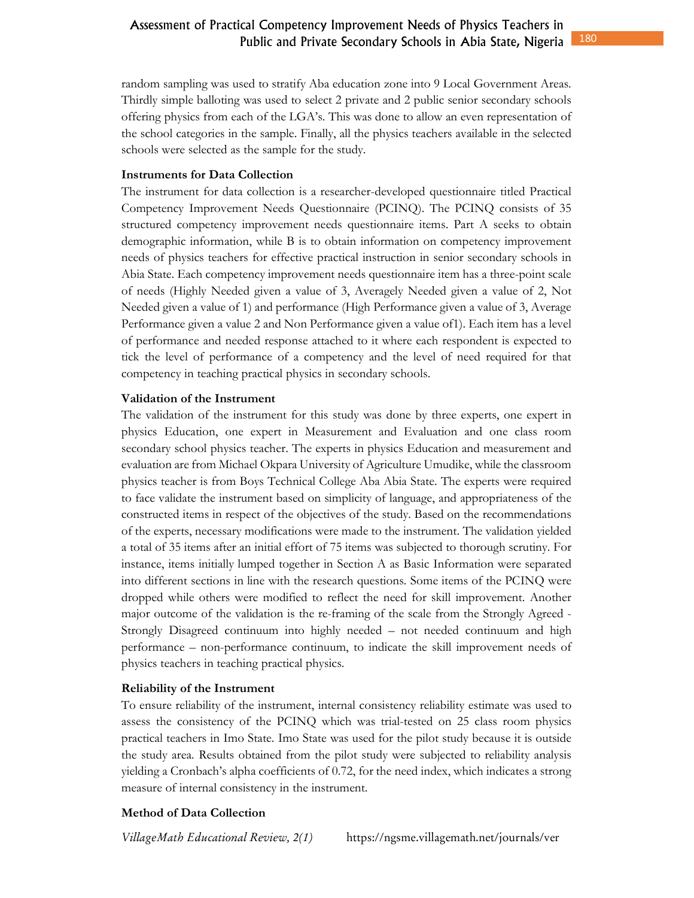random sampling was used to stratify Aba education zone into 9 Local Government Areas. Thirdly simple balloting was used to select 2 private and 2 public senior secondary schools offering physics from each of the LGA's. This was done to allow an even representation of the school categories in the sample. Finally, all the physics teachers available in the selected schools were selected as the sample for the study.

**Instruments for Data Collection**

The instrument for data collection is a researcher-developed questionnaire titled Practical Competency Improvement Needs Questionnaire (PCINQ). The PCINQ consists of 35 structured competency improvement needs questionnaire items. Part A seeks to obtain demographic information, while B is to obtain information on competency improvement needs of physics teachers for effective practical instruction in senior secondary schools in Abia State. Each competency improvement needs questionnaire item has a three-point scale of needs (Highly Needed given a value of 3, Averagely Needed given a value of 2, Not Needed given a value of 1) and performance (High Performance given a value of 3, Average Performance given a value 2 and Non Performance given a value of1). Each item has a level of performance and needed response attached to it where each respondent is expected to tick the level of performance of a competency and the level of need required for that competency in teaching practical physics in secondary schools.

**Validation of the Instrument**

The validation of the instrument for this study was done by three experts, one expert in physics Education, one expert in Measurement and Evaluation and one class room secondary school physics teacher. The experts in physics Education and measurement and evaluation are from Michael Okpara University of Agriculture Umudike, while the classroom physics teacher is from Boys Technical College Aba Abia State. The experts were required to face validate the instrument based on simplicity of language, and appropriateness of the constructed items in respect of the objectives of the study. Based on the recommendations of the experts, necessary modifications were made to the instrument. The validation yielded a total of 35 items after an initial effort of 75 items was subjected to thorough scrutiny. For instance, items initially lumped together in Section A as Basic Information were separated into different sections in line with the research questions. Some items of the PCINQ were dropped while others were modified to reflect the need for skill improvement. Another major outcome of the validation is the re-framing of the scale from the Strongly Agreed - Strongly Disagreed continuum into highly needed – not needed continuum and high performance – non-performance continuum, to indicate the skill improvement needs of physics teachers in teaching practical physics.

**Reliability of the Instrument**

To ensure reliability of the instrument, internal consistency reliability estimate was used to assess the consistency of the PCINQ which was trial-tested on 25 class room physics practical teachers in Imo State. Imo State was used for the pilot study because it is outside the study area. Results obtained from the pilot study were subjected to reliability analysis yielding a Cronbach's alpha coefficients of 0.72, for the need index, which indicates a strong measure of internal consistency in the instrument.

**Method of Data Collection**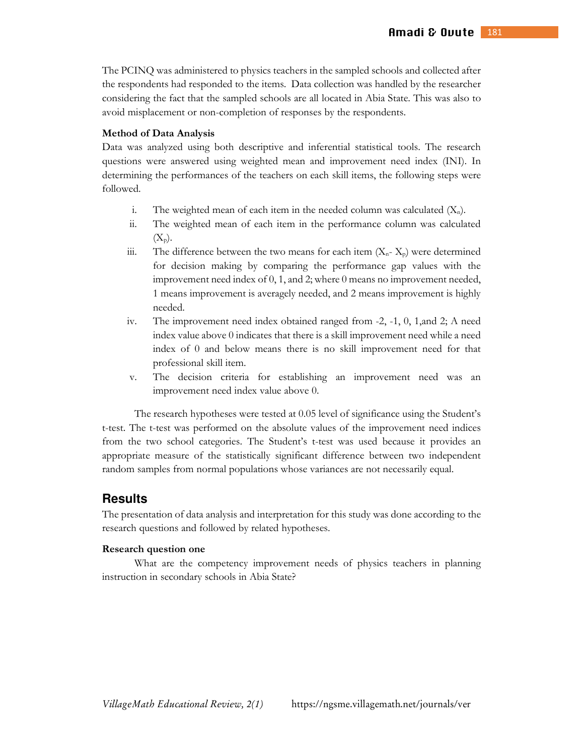The PCINQ was administered to physics teachers in the sampled schools and collected after the respondents had responded to the items. Data collection was handled by the researcher considering the fact that the sampled schools are all located in Abia State. This was also to avoid misplacement or non-completion of responses by the respondents.

**Method of Data Analysis**

Data was analyzed using both descriptive and inferential statistical tools. The research questions were answered using weighted mean and improvement need index (INI). In determining the performances of the teachers on each skill items, the following steps were followed.

i. The weighted mean of each item in the needed column was calculated ($X_n$).
ii. The weighted mean of each item in the performance column was calculated ($X_p$).
iii. The difference between the two means for each item ($X_n$- $X_p$) were determined for decision making by comparing the performance gap values with the improvement need index of 0, 1, and 2; where 0 means no improvement needed, 1 means improvement is averagely needed, and 2 means improvement is highly needed.
iv. The improvement need index obtained ranged from -2, -1, 0, 1,and 2; A need index value above 0 indicates that there is a skill improvement need while a need index of 0 and below means there is no skill improvement need for that professional skill item.
v. The decision criteria for establishing an improvement need was an improvement need index value above 0.

The research hypotheses were tested at 0.05 level of significance using the Student's t-test. The t-test was performed on the absolute values of the improvement need indices from the two school categories. The Student's t-test was used because it provides an appropriate measure of the statistically significant difference between two independent random samples from normal populations whose variances are not necessarily equal.

## Results

The presentation of data analysis and interpretation for this study was done according to the research questions and followed by related hypotheses.

**Research question one**

What are the competency improvement needs of physics teachers in planning instruction in secondary schools in Abia State?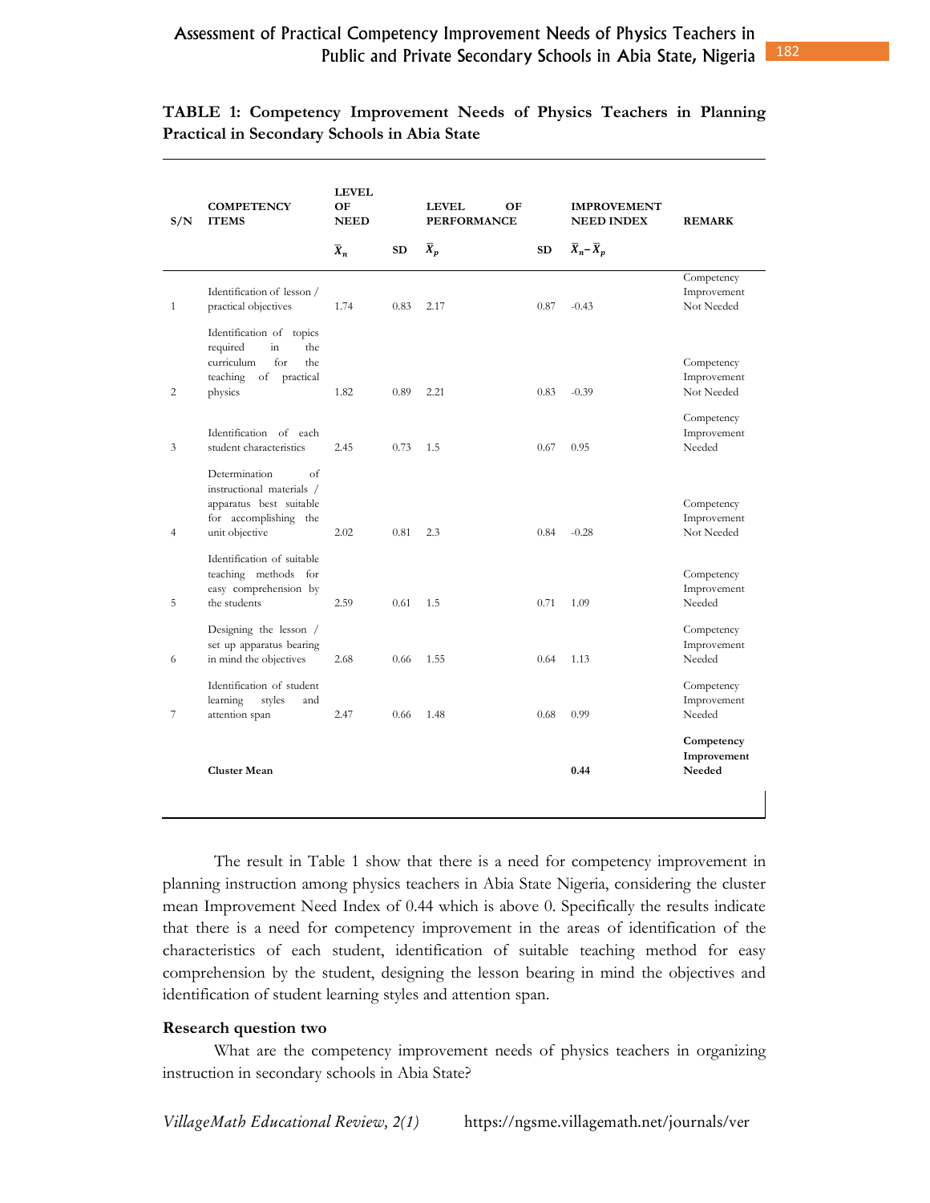**TABLE 1: Competency Improvement Needs of Physics Teachers in Planning Practical in Secondary Schools in Abia State**

| S/N | COMPETENCY ITEMS | LEVEL OF NEED | | LEVEL OF PERFORMANCE | | IMPROVEMENT NEED INDEX | REMARK |
|---|---|---|---|---|---|---|---|
| | | $\bar{X}_n$ | SD | $\bar{X}_p$ | SD | $\bar{X}_n - \bar{X}_p$ | |
| 1 | Identification of lesson / practical objectives | 1.74 | 0.83 | 2.17 | 0.87 | -0.43 | Competency Improvement Not Needed |
| 2 | Identification of topics required in the curriculum for the teaching of practical physics | 1.82 | 0.89 | 2.21 | 0.83 | -0.39 | Competency Improvement Not Needed |
| 3 | Identification of each student characteristics | 2.45 | 0.73 | 1.5 | 0.67 | 0.95 | Competency Improvement Needed |
| 4 | Determination of instructional materials / apparatus best suitable for accomplishing the unit objective | 2.02 | 0.81 | 2.3 | 0.84 | -0.28 | Competency Improvement Not Needed |
| 5 | Identification of suitable teaching methods for easy comprehension by the students | 2.59 | 0.61 | 1.5 | 0.71 | 1.09 | Competency Improvement Needed |
| 6 | Designing the lesson / set up apparatus bearing in mind the objectives | 2.68 | 0.66 | 1.55 | 0.64 | 1.13 | Competency Improvement Needed |
| 7 | Identification of student learning styles and attention span | 2.47 | 0.66 | 1.48 | 0.68 | 0.99 | Competency Improvement Needed |
| | **Cluster Mean** | | | | | **0.44** | **Competency Improvement Needed** |

The result in Table 1 show that there is a need for competency improvement in planning instruction among physics teachers in Abia State Nigeria, considering the cluster mean Improvement Need Index of 0.44 which is above 0. Specifically the results indicate that there is a need for competency improvement in the areas of identification of the characteristics of each student, identification of suitable teaching method for easy comprehension by the student, designing the lesson bearing in mind the objectives and identification of student learning styles and attention span.

#### Research question two

What are the competency improvement needs of physics teachers in organizing instruction in secondary schools in Abia State?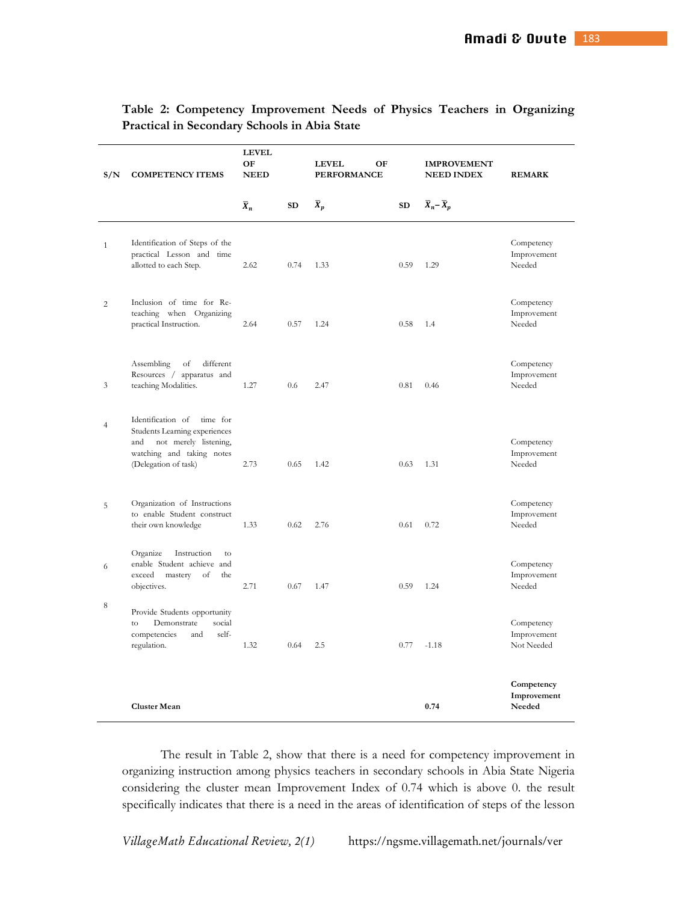**Table 2: Competency Improvement Needs of Physics Teachers in Organizing Practical in Secondary Schools in Abia State**

| S/N | COMPETENCY ITEMS | LEVEL OF NEED | | LEVEL OF PERFORMANCE | | IMPROVEMENT NEED INDEX | REMARK |
|---|---|---|---|---|---|---|---|
| | | $\bar{X}_n$ | SD | $\bar{X}_p$ | SD | $\bar{X}_n - \bar{X}_p$ | |
| 1 | Identification of Steps of the practical Lesson and time allotted to each Step. | 2.62 | 0.74 | 1.33 | 0.59 | 1.29 | Competency Improvement Needed |
| 2 | Inclusion of time for Re-teaching when Organizing practical Instruction. | 2.64 | 0.57 | 1.24 | 0.58 | 1.4 | Competency Improvement Needed |
| 3 | Assembling of different Resources / apparatus and teaching Modalities. | 1.27 | 0.6 | 2.47 | 0.81 | 0.46 | Competency Improvement Needed |
| 4 | Identification of time for Students Learning experiences and not merely listening, watching and taking notes (Delegation of task) | 2.73 | 0.65 | 1.42 | 0.63 | 1.31 | Competency Improvement Needed |
| 5 | Organization of Instructions to enable Student construct their own knowledge | 1.33 | 0.62 | 2.76 | 0.61 | 0.72 | Competency Improvement Needed |
| 6 | Organize Instruction to enable Student achieve and exceed mastery of the objectives. | 2.71 | 0.67 | 1.47 | 0.59 | 1.24 | Competency Improvement Needed |
| 8 | Provide Students opportunity to Demonstrate social competencies and self-regulation. | 1.32 | 0.64 | 2.5 | 0.77 | -1.18 | Competency Improvement Not Needed |
| | **Cluster Mean** | | | | | **0.74** | **Competency Improvement Needed** |

The result in Table 2, show that there is a need for competency improvement in organizing instruction among physics teachers in secondary schools in Abia State Nigeria considering the cluster mean Improvement Index of 0.74 which is above 0. the result specifically indicates that there is a need in the areas of identification of steps of the lesson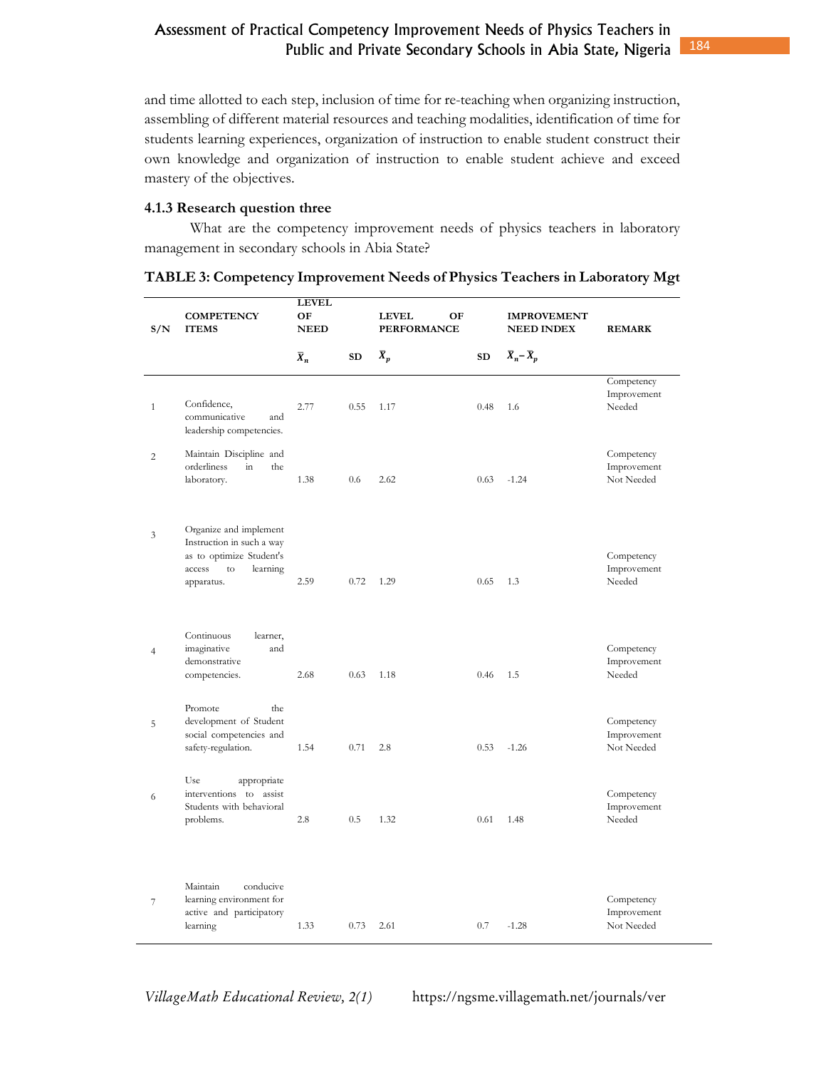and time allotted to each step, inclusion of time for re-teaching when organizing instruction, assembling of different material resources and teaching modalities, identification of time for students learning experiences, organization of instruction to enable student construct their own knowledge and organization of instruction to enable student achieve and exceed mastery of the objectives.

### 4.1.3 Research question three

What are the competency improvement needs of physics teachers in laboratory management in secondary schools in Abia State?

**TABLE 3: Competency Improvement Needs of Physics Teachers in Laboratory Mgt**

| S/N | COMPETENCY ITEMS | LEVEL OF NEED | | LEVEL OF PERFORMANCE | | IMPROVEMENT NEED INDEX | REMARK |
|---|---|---|---|---|---|---|---|
| | | $\bar{X}_n$ | SD | $\bar{X}_p$ | SD | $\bar{X}_n - \bar{X}_p$ | |
| 1 | Confidence, communicative and leadership competencies. | 2.77 | 0.55 | 1.17 | 0.48 | 1.6 | Competency Improvement Needed |
| 2 | Maintain Discipline and orderliness in the laboratory. | 1.38 | 0.6 | 2.62 | 0.63 | -1.24 | Competency Improvement Not Needed |
| 3 | Organize and implement Instruction in such a way as to optimize Student's access to learning apparatus. | 2.59 | 0.72 | 1.29 | 0.65 | 1.3 | Competency Improvement Needed |
| 4 | Continuous learner, imaginative and demonstrative competencies. | 2.68 | 0.63 | 1.18 | 0.46 | 1.5 | Competency Improvement Needed |
| 5 | Promote the development of Student social competencies and safety-regulation. | 1.54 | 0.71 | 2.8 | 0.53 | -1.26 | Competency Improvement Not Needed |
| 6 | Use appropriate interventions to assist Students with behavioral problems. | 2.8 | 0.5 | 1.32 | 0.61 | 1.48 | Competency Improvement Needed |
| 7 | Maintain conducive learning environment for active and participatory learning | 1.33 | 0.73 | 2.61 | 0.7 | -1.28 | Competency Improvement Not Needed |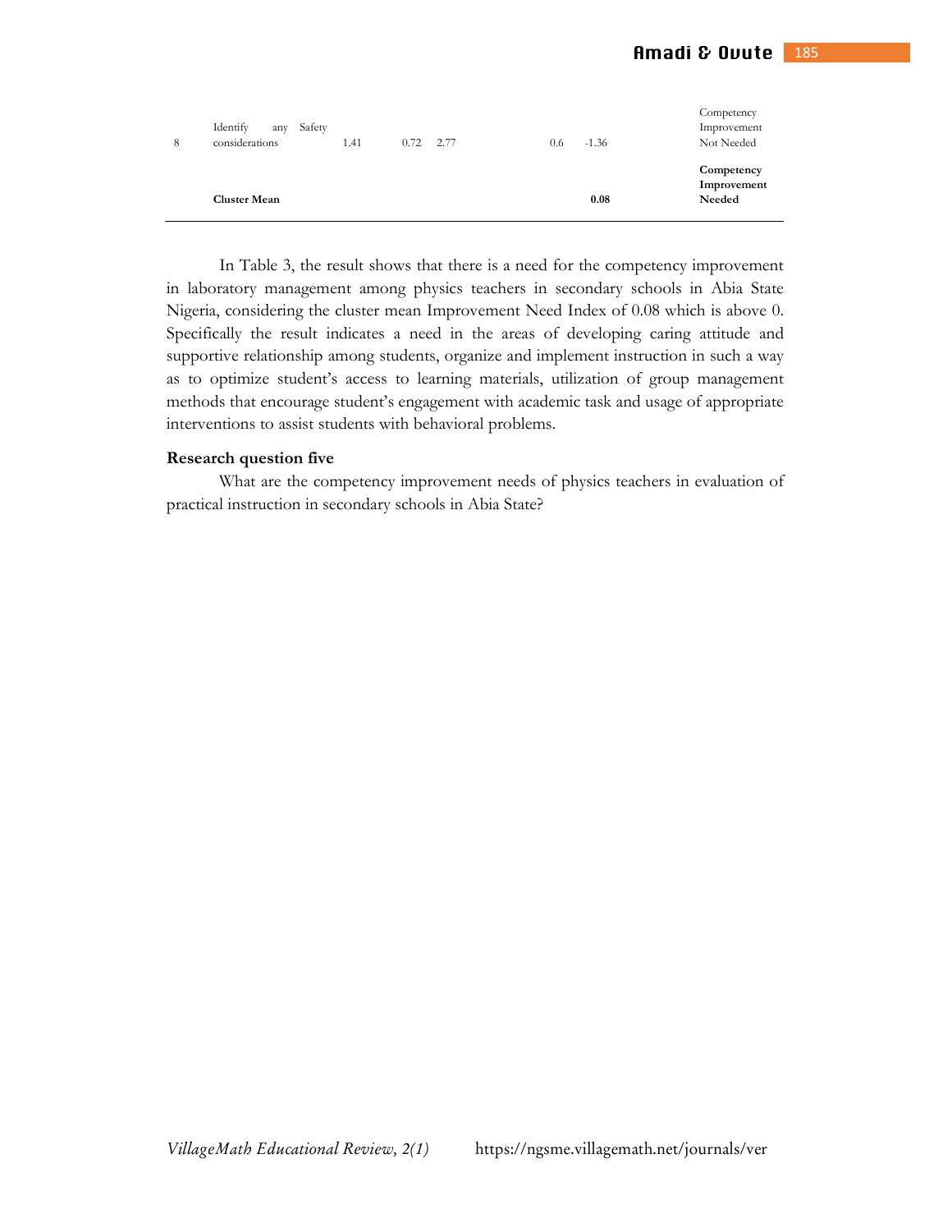| | | | | | | | |
|---|---|---|---|---|---|---|---|
| 8 | Identify any Safety considerations | 1.41 | 0.72 | 2.77 | 0.6 | -1.36 | Competency Improvement Not Needed |
| | **Cluster Mean** | | | | | **0.08** | **Competency Improvement Needed** |

In Table 3, the result shows that there is a need for the competency improvement in laboratory management among physics teachers in secondary schools in Abia State Nigeria, considering the cluster mean Improvement Need Index of 0.08 which is above 0. Specifically the result indicates a need in the areas of developing caring attitude and supportive relationship among students, organize and implement instruction in such a way as to optimize student's access to learning materials, utilization of group management methods that encourage student's engagement with academic task and usage of appropriate interventions to assist students with behavioral problems.

**Research question five**

What are the competency improvement needs of physics teachers in evaluation of practical instruction in secondary schools in Abia State?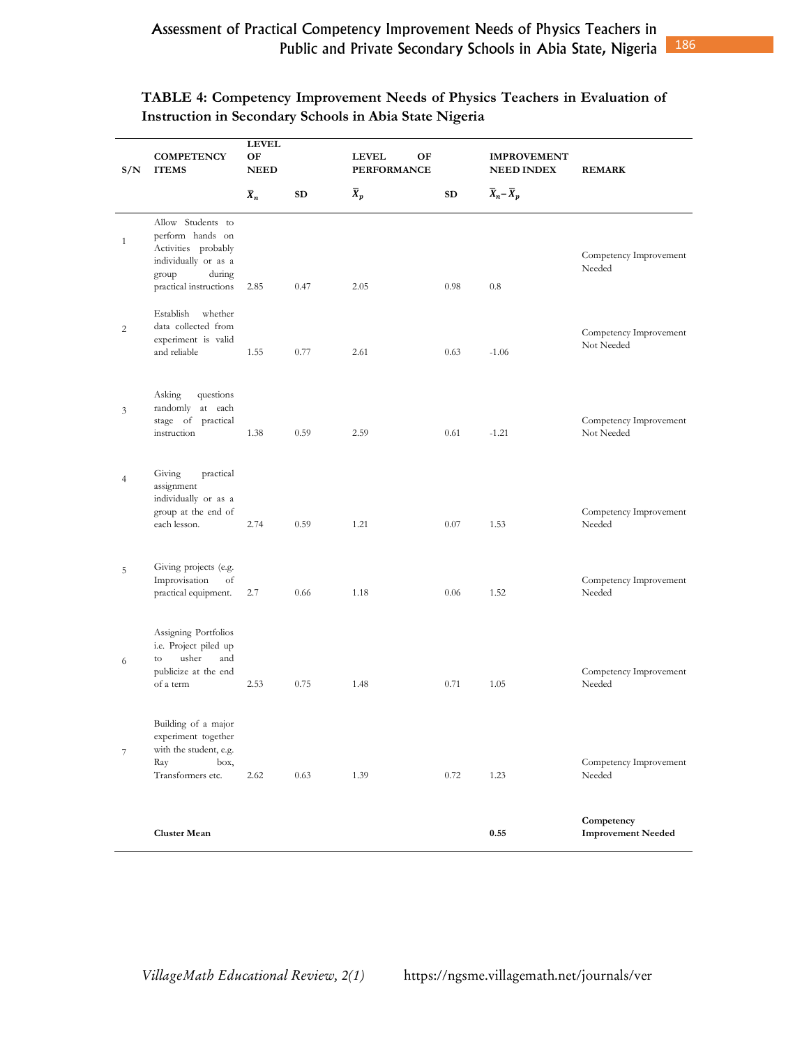**TABLE 4: Competency Improvement Needs of Physics Teachers in Evaluation of Instruction in Secondary Schools in Abia State Nigeria**

| S/N | COMPETENCY ITEMS | LEVEL OF NEED | | LEVEL OF PERFORMANCE | | IMPROVEMENT NEED INDEX | REMARK |
|---|---|---|---|---|---|---|---|
| | | $\bar{X}_n$ | SD | $\bar{X}_p$ | SD | $\bar{X}_n - \bar{X}_p$ | |
| 1 | Allow Students to perform hands on Activities probably individually or as a group during practical instructions | 2.85 | 0.47 | 2.05 | 0.98 | 0.8 | Competency Improvement Needed |
| 2 | Establish whether data collected from experiment is valid and reliable | 1.55 | 0.77 | 2.61 | 0.63 | -1.06 | Competency Improvement Not Needed |
| 3 | Asking questions randomly at each stage of practical instruction | 1.38 | 0.59 | 2.59 | 0.61 | -1.21 | Competency Improvement Not Needed |
| 4 | Giving practical assignment individually or as a group at the end of each lesson. | 2.74 | 0.59 | 1.21 | 0.07 | 1.53 | Competency Improvement Needed |
| 5 | Giving projects (e.g. Improvisation of practical equipment. | 2.7 | 0.66 | 1.18 | 0.06 | 1.52 | Competency Improvement Needed |
| 6 | Assigning Portfolios i.e. Project piled up to usher and publicize at the end of a term | 2.53 | 0.75 | 1.48 | 0.71 | 1.05 | Competency Improvement Needed |
| 7 | Building of a major experiment together with the student, e.g. Ray box, Transformers etc. | 2.62 | 0.63 | 1.39 | 0.72 | 1.23 | Competency Improvement Needed |
| | **Cluster Mean** | | | | | **0.55** | **Competency Improvement Needed** |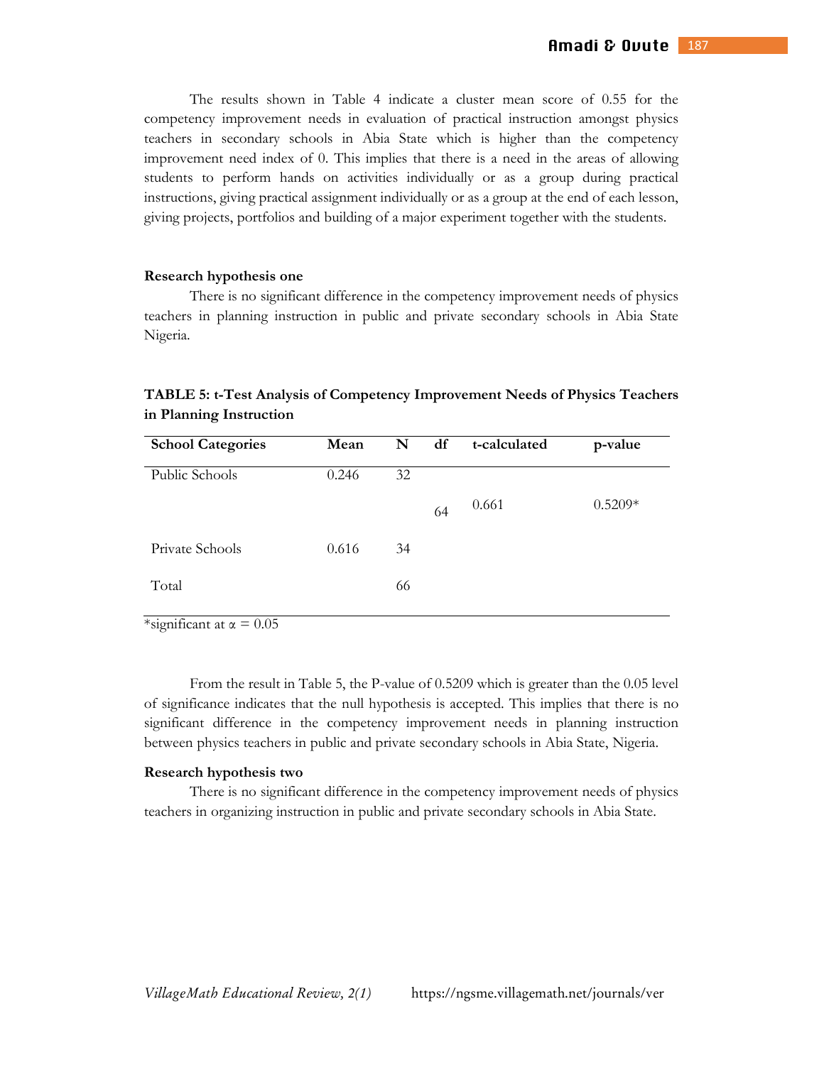The results shown in Table 4 indicate a cluster mean score of 0.55 for the competency improvement needs in evaluation of practical instruction amongst physics teachers in secondary schools in Abia State which is higher than the competency improvement need index of 0. This implies that there is a need in the areas of allowing students to perform hands on activities individually or as a group during practical instructions, giving practical assignment individually or as a group at the end of each lesson, giving projects, portfolios and building of a major experiment together with the students.

**Research hypothesis one**

There is no significant difference in the competency improvement needs of physics teachers in planning instruction in public and private secondary schools in Abia State Nigeria.

**TABLE 5: t-Test Analysis of Competency Improvement Needs of Physics Teachers in Planning Instruction**

| School Categories | Mean | N | df | t-calculated | p-value |
|---|---|---|---|---|---|
| Public Schools | 0.246 | 32 | | | |
| | | | 64 | 0.661 | 0.5209* |
| Private Schools | 0.616 | 34 | | | |
| Total | | 66 | | | |

*significant at $\alpha = 0.05$

From the result in Table 5, the P-value of 0.5209 which is greater than the 0.05 level of significance indicates that the null hypothesis is accepted. This implies that there is no significant difference in the competency improvement needs in planning instruction between physics teachers in public and private secondary schools in Abia State, Nigeria.

**Research hypothesis two**

There is no significant difference in the competency improvement needs of physics teachers in organizing instruction in public and private secondary schools in Abia State.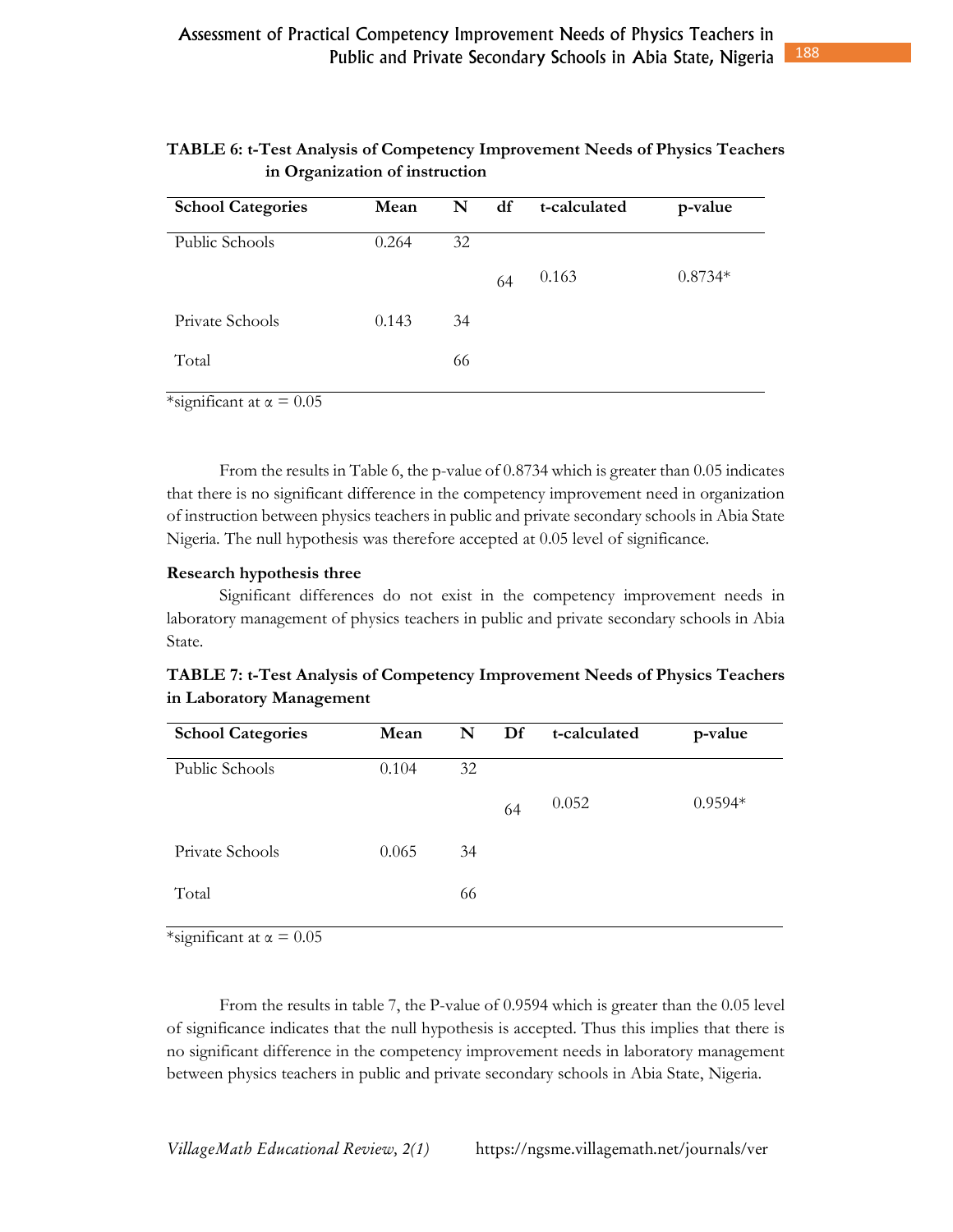**TABLE 6: t-Test Analysis of Competency Improvement Needs of Physics Teachers in Organization of instruction**

| School Categories | Mean | N | df | t-calculated | p-value |
|---|---|---|---|---|---|
| Public Schools | 0.264 | 32 | | | |
| | | | 64 | 0.163 | 0.8734* |
| Private Schools | 0.143 | 34 | | | |
| Total | | 66 | | | |

*significant at $\alpha = 0.05$

From the results in Table 6, the p-value of 0.8734 which is greater than 0.05 indicates that there is no significant difference in the competency improvement need in organization of instruction between physics teachers in public and private secondary schools in Abia State Nigeria. The null hypothesis was therefore accepted at 0.05 level of significance.

**Research hypothesis three**

Significant differences do not exist in the competency improvement needs in laboratory management of physics teachers in public and private secondary schools in Abia State.

**TABLE 7: t-Test Analysis of Competency Improvement Needs of Physics Teachers in Laboratory Management**

| School Categories | Mean | N | Df | t-calculated | p-value |
|---|---|---|---|---|---|
| Public Schools | 0.104 | 32 | | | |
| | | | 64 | 0.052 | 0.9594* |
| Private Schools | 0.065 | 34 | | | |
| Total | | 66 | | | |

*significant at $\alpha = 0.05$

From the results in table 7, the P-value of 0.9594 which is greater than the 0.05 level of significance indicates that the null hypothesis is accepted. Thus this implies that there is no significant difference in the competency improvement needs in laboratory management between physics teachers in public and private secondary schools in Abia State, Nigeria.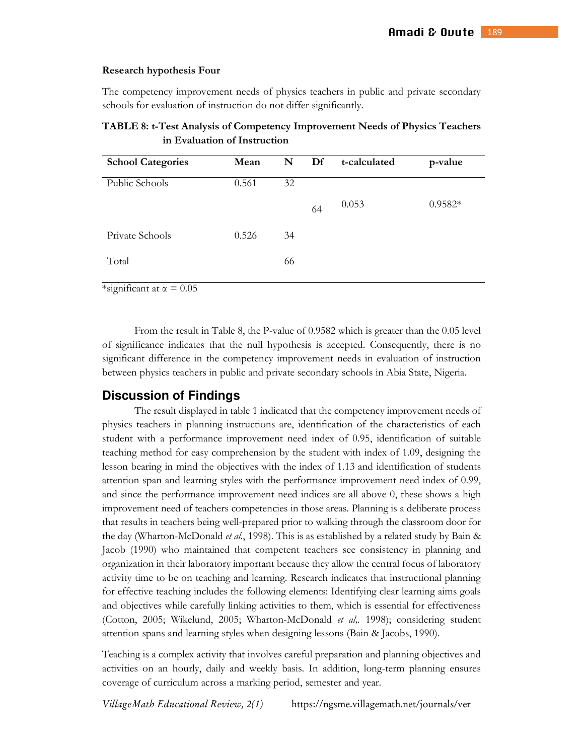**Research hypothesis Four**

The competency improvement needs of physics teachers in public and private secondary schools for evaluation of instruction do not differ significantly.

**TABLE 8: t-Test Analysis of Competency Improvement Needs of Physics Teachers in Evaluation of Instruction**

| School Categories | Mean | N | Df | t-calculated | p-value |
|---|---|---|---|---|---|
| Public Schools | 0.561 | 32 | | | |
| | | | 64 | 0.053 | 0.9582* |
| Private Schools | 0.526 | 34 | | | |
| Total | | 66 | | | |

*significant at $\alpha = 0.05$

From the result in Table 8, the P-value of 0.9582 which is greater than the 0.05 level of significance indicates that the null hypothesis is accepted. Consequently, there is no significant difference in the competency improvement needs in evaluation of instruction between physics teachers in public and private secondary schools in Abia State, Nigeria.

## Discussion of Findings

The result displayed in table 1 indicated that the competency improvement needs of physics teachers in planning instructions are, identification of the characteristics of each student with a performance improvement need index of 0.95, identification of suitable teaching method for easy comprehension by the student with index of 1.09, designing the lesson bearing in mind the objectives with the index of 1.13 and identification of students attention span and learning styles with the performance improvement need index of 0.99, and since the performance improvement need indices are all above 0, these shows a high improvement need of teachers competencies in those areas. Planning is a deliberate process that results in teachers being well-prepared prior to walking through the classroom door for the day (Wharton-McDonald *et al.*, 1998). This is as established by a related study by Bain & Jacob (1990) who maintained that competent teachers see consistency in planning and organization in their laboratory important because they allow the central focus of laboratory activity time to be on teaching and learning. Research indicates that instructional planning for effective teaching includes the following elements: Identifying clear learning aims goals and objectives while carefully linking activities to them, which is essential for effectiveness (Cotton, 2005; Wikelund, 2005; Wharton-McDonald *et al*,. 1998); considering student attention spans and learning styles when designing lessons (Bain & Jacobs, 1990).

Teaching is a complex activity that involves careful preparation and planning objectives and activities on an hourly, daily and weekly basis. In addition, long-term planning ensures coverage of curriculum across a marking period, semester and year.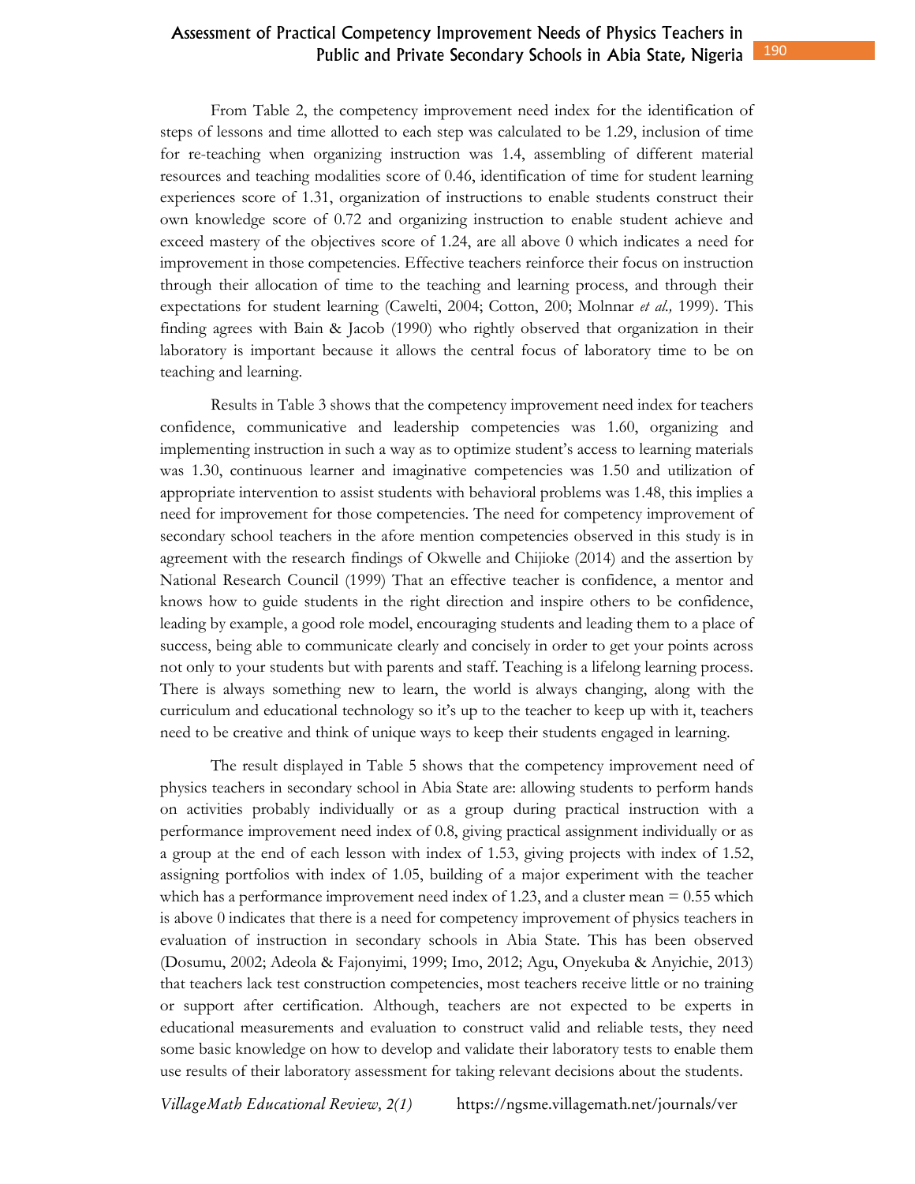From Table 2, the competency improvement need index for the identification of steps of lessons and time allotted to each step was calculated to be 1.29, inclusion of time for re-teaching when organizing instruction was 1.4, assembling of different material resources and teaching modalities score of 0.46, identification of time for student learning experiences score of 1.31, organization of instructions to enable students construct their own knowledge score of 0.72 and organizing instruction to enable student achieve and exceed mastery of the objectives score of 1.24, are all above 0 which indicates a need for improvement in those competencies. Effective teachers reinforce their focus on instruction through their allocation of time to the teaching and learning process, and through their expectations for student learning (Cawelti, 2004; Cotton, 200; Molnnar *et al.,* 1999). This finding agrees with Bain & Jacob (1990) who rightly observed that organization in their laboratory is important because it allows the central focus of laboratory time to be on teaching and learning.

Results in Table 3 shows that the competency improvement need index for teachers confidence, communicative and leadership competencies was 1.60, organizing and implementing instruction in such a way as to optimize student's access to learning materials was 1.30, continuous learner and imaginative competencies was 1.50 and utilization of appropriate intervention to assist students with behavioral problems was 1.48, this implies a need for improvement for those competencies. The need for competency improvement of secondary school teachers in the afore mention competencies observed in this study is in agreement with the research findings of Okwelle and Chijioke (2014) and the assertion by National Research Council (1999) That an effective teacher is confidence, a mentor and knows how to guide students in the right direction and inspire others to be confidence, leading by example, a good role model, encouraging students and leading them to a place of success, being able to communicate clearly and concisely in order to get your points across not only to your students but with parents and staff. Teaching is a lifelong learning process. There is always something new to learn, the world is always changing, along with the curriculum and educational technology so it's up to the teacher to keep up with it, teachers need to be creative and think of unique ways to keep their students engaged in learning.

The result displayed in Table 5 shows that the competency improvement need of physics teachers in secondary school in Abia State are: allowing students to perform hands on activities probably individually or as a group during practical instruction with a performance improvement need index of 0.8, giving practical assignment individually or as a group at the end of each lesson with index of 1.53, giving projects with index of 1.52, assigning portfolios with index of 1.05, building of a major experiment with the teacher which has a performance improvement need index of 1.23, and a cluster mean = 0.55 which is above 0 indicates that there is a need for competency improvement of physics teachers in evaluation of instruction in secondary schools in Abia State. This has been observed (Dosumu, 2002; Adeola & Fajonyimi, 1999; Imo, 2012; Agu, Onyekuba & Anyichie, 2013) that teachers lack test construction competencies, most teachers receive little or no training or support after certification. Although, teachers are not expected to be experts in educational measurements and evaluation to construct valid and reliable tests, they need some basic knowledge on how to develop and validate their laboratory tests to enable them use results of their laboratory assessment for taking relevant decisions about the students.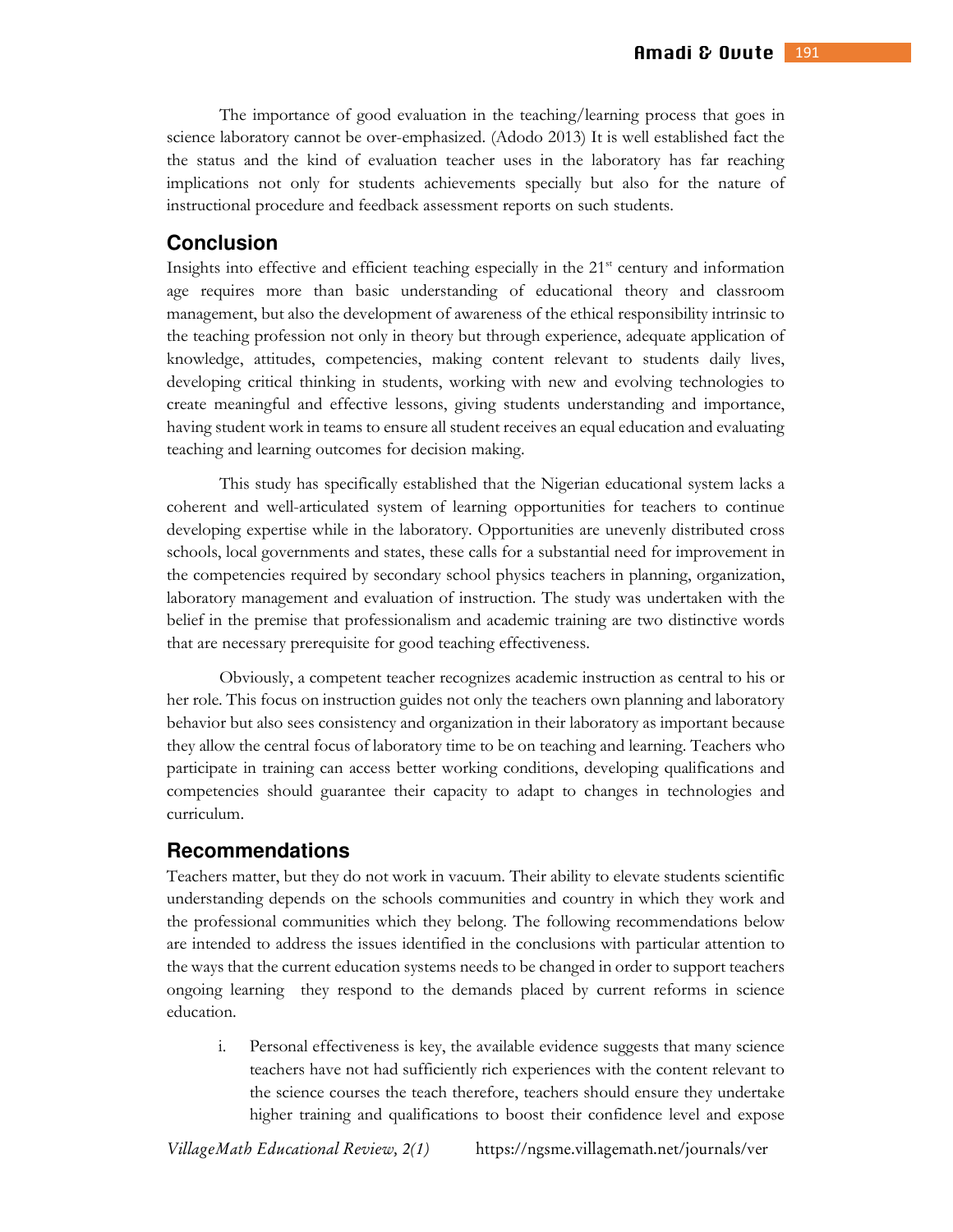The importance of good evaluation in the teaching/learning process that goes in science laboratory cannot be over-emphasized. (Adodo 2013) It is well established fact the the status and the kind of evaluation teacher uses in the laboratory has far reaching implications not only for students achievements specially but also for the nature of instructional procedure and feedback assessment reports on such students.

## Conclusion

Insights into effective and efficient teaching especially in the 21st century and information age requires more than basic understanding of educational theory and classroom management, but also the development of awareness of the ethical responsibility intrinsic to the teaching profession not only in theory but through experience, adequate application of knowledge, attitudes, competencies, making content relevant to students daily lives, developing critical thinking in students, working with new and evolving technologies to create meaningful and effective lessons, giving students understanding and importance, having student work in teams to ensure all student receives an equal education and evaluating teaching and learning outcomes for decision making.

This study has specifically established that the Nigerian educational system lacks a coherent and well-articulated system of learning opportunities for teachers to continue developing expertise while in the laboratory. Opportunities are unevenly distributed cross schools, local governments and states, these calls for a substantial need for improvement in the competencies required by secondary school physics teachers in planning, organization, laboratory management and evaluation of instruction. The study was undertaken with the belief in the premise that professionalism and academic training are two distinctive words that are necessary prerequisite for good teaching effectiveness.

Obviously, a competent teacher recognizes academic instruction as central to his or her role. This focus on instruction guides not only the teachers own planning and laboratory behavior but also sees consistency and organization in their laboratory as important because they allow the central focus of laboratory time to be on teaching and learning. Teachers who participate in training can access better working conditions, developing qualifications and competencies should guarantee their capacity to adapt to changes in technologies and curriculum.

## Recommendations

Teachers matter, but they do not work in vacuum. Their ability to elevate students scientific understanding depends on the schools communities and country in which they work and the professional communities which they belong. The following recommendations below are intended to address the issues identified in the conclusions with particular attention to the ways that the current education systems needs to be changed in order to support teachers ongoing learning they respond to the demands placed by current reforms in science education.

i. Personal effectiveness is key, the available evidence suggests that many science teachers have not had sufficiently rich experiences with the content relevant to the science courses the teach therefore, teachers should ensure they undertake higher training and qualifications to boost their confidence level and expose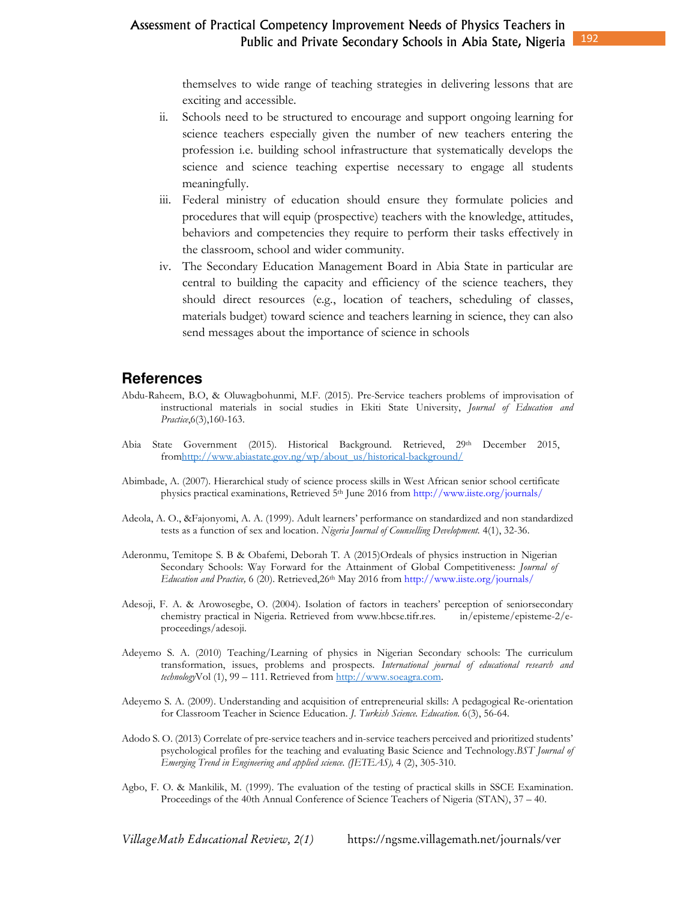themselves to wide range of teaching strategies in delivering lessons that are exciting and accessible.

ii. Schools need to be structured to encourage and support ongoing learning for science teachers especially given the number of new teachers entering the profession i.e. building school infrastructure that systematically develops the science and science teaching expertise necessary to engage all students meaningfully.

iii. Federal ministry of education should ensure they formulate policies and procedures that will equip (prospective) teachers with the knowledge, attitudes, behaviors and competencies they require to perform their tasks effectively in the classroom, school and wider community.

iv. The Secondary Education Management Board in Abia State in particular are central to building the capacity and efficiency of the science teachers, they should direct resources (e.g., location of teachers, scheduling of classes, materials budget) toward science and teachers learning in science, they can also send messages about the importance of science in schools

## References

Abdu-Raheem, B.O, & Oluwagbohunmi, M.F. (2015). Pre-Service teachers problems of improvisation of instructional materials in social studies in Ekiti State University, *Journal of Education and Practice*,6(3),160-163.

Abia State Government (2015). Historical Background. Retrieved, 29th December 2015, fromhttp://www.abiastate.gov.ng/wp/about_us/historical-background/

Abimbade, A. (2007). Hierarchical study of science process skills in West African senior school certificate physics practical examinations, Retrieved 5th June 2016 from http://www.iiste.org/journals/

Adeola, A. O., &Fajonyomi, A. A. (1999). Adult learners' performance on standardized and non standardized tests as a function of sex and location. *Nigeria Journal of Counselling Development.* 4(1), 32-36.

Aderonmu, Temitope S. B & Obafemi, Deborah T. A (2015)Ordeals of physics instruction in Nigerian Secondary Schools: Way Forward for the Attainment of Global Competitiveness: *Journal of Education and Practice,* 6 (20). Retrieved,26th May 2016 from http://www.iiste.org/journals/

Adesoji, F. A. & Arowosegbe, O. (2004). Isolation of factors in teachers' perception of seniorsecondary chemistry practical in Nigeria. Retrieved from www.hbcse.tifr.res. in/episteme/episteme-2/e-proceedings/adesoji.

Adeyemo S. A. (2010) Teaching/Learning of physics in Nigerian Secondary schools: The curriculum transformation, issues, problems and prospects. *International journal of educational research and technology*Vol (1), 99 – 111. Retrieved from http://www.soeagra.com.

Adeyemo S. A. (2009). Understanding and acquisition of entrepreneurial skills: A pedagogical Re-orientation for Classroom Teacher in Science Education. *J. Turkish Science. Education.* 6(3), 56-64.

Adodo S. O. (2013) Correlate of pre-service teachers and in-service teachers perceived and prioritized students' psychological profiles for the teaching and evaluating Basic Science and Technology.*BST Journal of Emerging Trend in Engineering and applied science. (JETEAS),* 4 (2), 305-310.

Agbo, F. O. & Mankilik, M. (1999). The evaluation of the testing of practical skills in SSCE Examination. Proceedings of the 40th Annual Conference of Science Teachers of Nigeria (STAN), 37 – 40.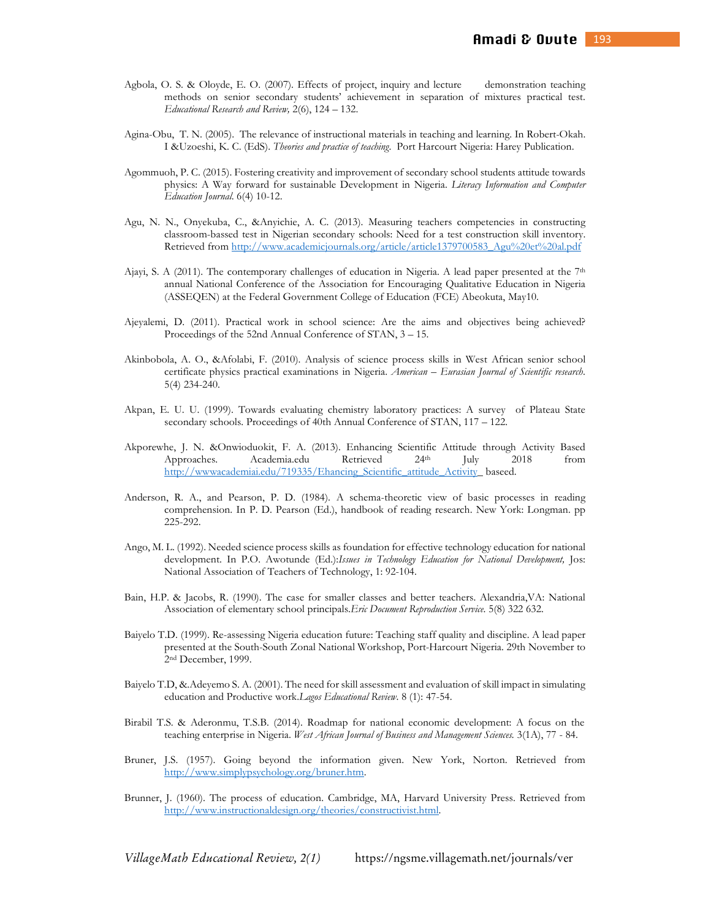Agbola, O. S. & Oloyde, E. O. (2007). Effects of project, inquiry and lecture demonstration teaching methods on senior secondary students' achievement in separation of mixtures practical test. *Educational Research and Review,* 2(6), 124 – 132.

Agina-Obu, T. N. (2005). The relevance of instructional materials in teaching and learning. In Robert-Okah. I &Uzoeshi, K. C. (EdS). *Theories and practice of teaching*. Port Harcourt Nigeria: Harey Publication.

Agommuoh, P. C. (2015). Fostering creativity and improvement of secondary school students attitude towards physics: A Way forward for sustainable Development in Nigeria. *Literacy Information and Computer Education Journal.* 6(4) 10-12.

Agu, N. N., Onyekuba, C., &Anyichie, A. C. (2013). Measuring teachers competencies in constructing classroom-bassed test in Nigerian secondary schools: Need for a test construction skill inventory. Retrieved from http://www.academicjournals.org/article/article1379700583_Agu%20et%20al.pdf

Ajayi, S. A (2011). The contemporary challenges of education in Nigeria. A lead paper presented at the 7th annual National Conference of the Association for Encouraging Qualitative Education in Nigeria (ASSEQEN) at the Federal Government College of Education (FCE) Abeokuta, May10.

Ajeyalemi, D. (2011). Practical work in school science: Are the aims and objectives being achieved? Proceedings of the 52nd Annual Conference of STAN, 3 – 15.

Akinbobola, A. O., &Afolabi, F. (2010). Analysis of science process skills in West African senior school certificate physics practical examinations in Nigeria. *American – Eurasian Journal of Scientific research.* 5(4) 234-240.

Akpan, E. U. U. (1999). Towards evaluating chemistry laboratory practices: A survey of Plateau State secondary schools. Proceedings of 40th Annual Conference of STAN, 117 – 122.

Akporewhe, J. N. &Onwioduokit, F. A. (2013). Enhancing Scientific Attitude through Activity Based Approaches. Academia.edu Retrieved 24th July 2018 from http://wwwacademiai.edu/719335/Ehancing_Scientific_attitude_Activity_ baseed.

Anderson, R. A., and Pearson, P. D. (1984). A schema-theoretic view of basic processes in reading comprehension. In P. D. Pearson (Ed.), handbook of reading research. New York: Longman. pp 225-292.

Ango, M. L. (1992). Needed science process skills as foundation for effective technology education for national development. In P.O. Awotunde (Ed.):*Issues in Technology Education for National Development,* Jos: National Association of Teachers of Technology, 1: 92-104.

Bain, H.P. & Jacobs, R. (1990). The case for smaller classes and better teachers. Alexandria,VA: National Association of elementary school principals.*Eric Document Reproduction Service.* 5(8) 322 632.

Baiyelo T.D. (1999). Re-assessing Nigeria education future: Teaching staff quality and discipline. A lead paper presented at the South-South Zonal National Workshop, Port-Harcourt Nigeria. 29th November to 2nd December, 1999.

Baiyelo T.D, &.Adeyemo S. A. (2001). The need for skill assessment and evaluation of skill impact in simulating education and Productive work.*Lagos Educational Review.* 8 (1): 47-54.

Birabil T.S. & Aderonmu, T.S.B. (2014). Roadmap for national economic development: A focus on the teaching enterprise in Nigeria. *West African Journal of Business and Management Sciences.* 3(1A), 77 - 84.

Bruner, J.S. (1957). Going beyond the information given. New York, Norton. Retrieved from http://www.simplypsychology.org/bruner.htm.

Brunner, J. (1960). The process of education. Cambridge, MA, Harvard University Press. Retrieved from http://www.instructionaldesign.org/theories/constructivist.html.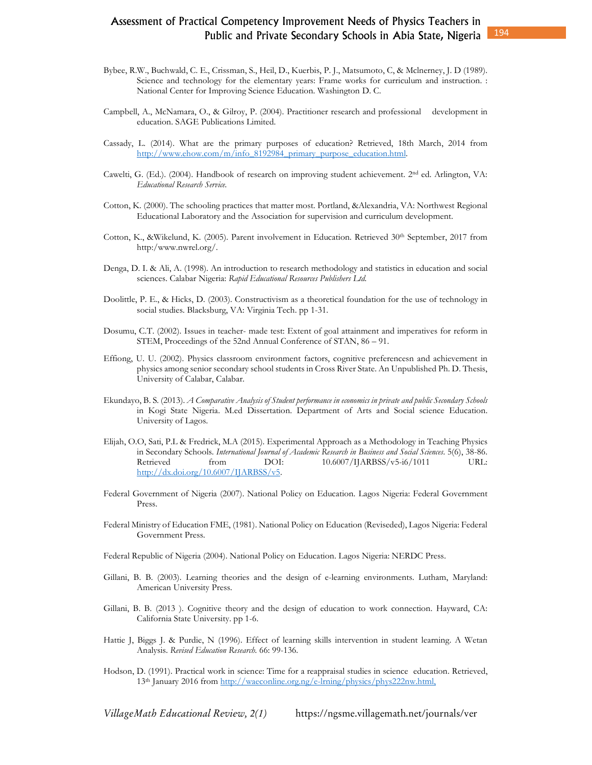Bybee, R.W., Buchwald, C. E., Crissman, S., Heil, D., Kuerbis, P. J., Matsumoto, C, & Mclnerney, J. D (1989). Science and technology for the elementary years: Frame works for curriculum and instruction. : National Center for Improving Science Education. Washington D. C.

Campbell, A., McNamara, O., & Gilroy, P. (2004). Practitioner research and professional development in education. SAGE Publications Limited.

Cassady, L. (2014). What are the primary purposes of education? Retrieved, 18th March, 2014 from [http://www.ehow.com/m/info_8192984_primary_purpose_education.html](http://www.ehow.com/m/info_8192984_primary_purpose_education.html).

Cawelti, G. (Ed.). (2004). Handbook of research on improving student achievement. 2nd ed. Arlington, VA: *Educational Research Service.*

Cotton, K. (2000). The schooling practices that matter most. Portland, &Alexandria, VA: Northwest Regional Educational Laboratory and the Association for supervision and curriculum development.

Cotton, K., &Wikelund, K. (2005). Parent involvement in Education. Retrieved 30th September, 2017 from http:/www.nwrel.org/.

Denga, D. I. & Ali, A. (1998). An introduction to research methodology and statistics in education and social sciences. Calabar Nigeria: *Rapid Educational Resources Publishers Ltd.*

Doolittle, P. E., & Hicks, D. (2003). Constructivism as a theoretical foundation for the use of technology in social studies. Blacksburg, VA: Virginia Tech. pp 1-31.

Dosumu, C.T. (2002). Issues in teacher- made test: Extent of goal attainment and imperatives for reform in STEM, Proceedings of the 52nd Annual Conference of STAN, 86 – 91.

Effiong, U. U. (2002). Physics classroom environment factors, cognitive preferencesn and achievement in physics among senior secondary school students in Cross River State. An Unpublished Ph. D. Thesis, University of Calabar, Calabar.

Ekundayo, B. S. (2013). *A Comparative Analysis of Student performance in economics in private and public Secondary Schools* in Kogi State Nigeria. M.ed Dissertation. Department of Arts and Social science Education. University of Lagos.

Elijah, O.O, Sati, P.L & Fredrick, M.A (2015). Experimental Approach as a Methodology in Teaching Physics in Secondary Schools. *International Journal of Academic Research in Business and Social Sciences.* 5(6), 38-86. Retrieved from DOI: 10.6007/IJARBSS/v5-i6/1011 URL: [http://dx.doi.org/10.6007/IJARBSS/v5](http://dx.doi.org/10.6007/IJARBSS/v5).

Federal Government of Nigeria (2007). National Policy on Education. Lagos Nigeria: Federal Government Press.

Federal Ministry of Education FME, (1981). National Policy on Education (Reviseded), Lagos Nigeria: Federal Government Press.

Federal Republic of Nigeria (2004). National Policy on Education. Lagos Nigeria: NERDC Press.

Gillani, B. B. (2003). Learning theories and the design of e-learning environments. Lutham, Maryland: American University Press.

Gillani, B. B. (2013 ). Cognitive theory and the design of education to work connection. Hayward, CA: California State University. pp 1-6.

Hattie J, Biggs J. & Purdie, N (1996). Effect of learning skills intervention in student learning. A Wetan Analysis. *Revised Education Research.* 66: 99-136.

Hodson, D. (1991). Practical work in science: Time for a reappraisal studies in science education. Retrieved, 13th January 2016 from [http://waeconline.org.ng/e-lrning/physics/phys222nw.html,](http://waeconline.org.ng/e-lrning/physics/phys222nw.html)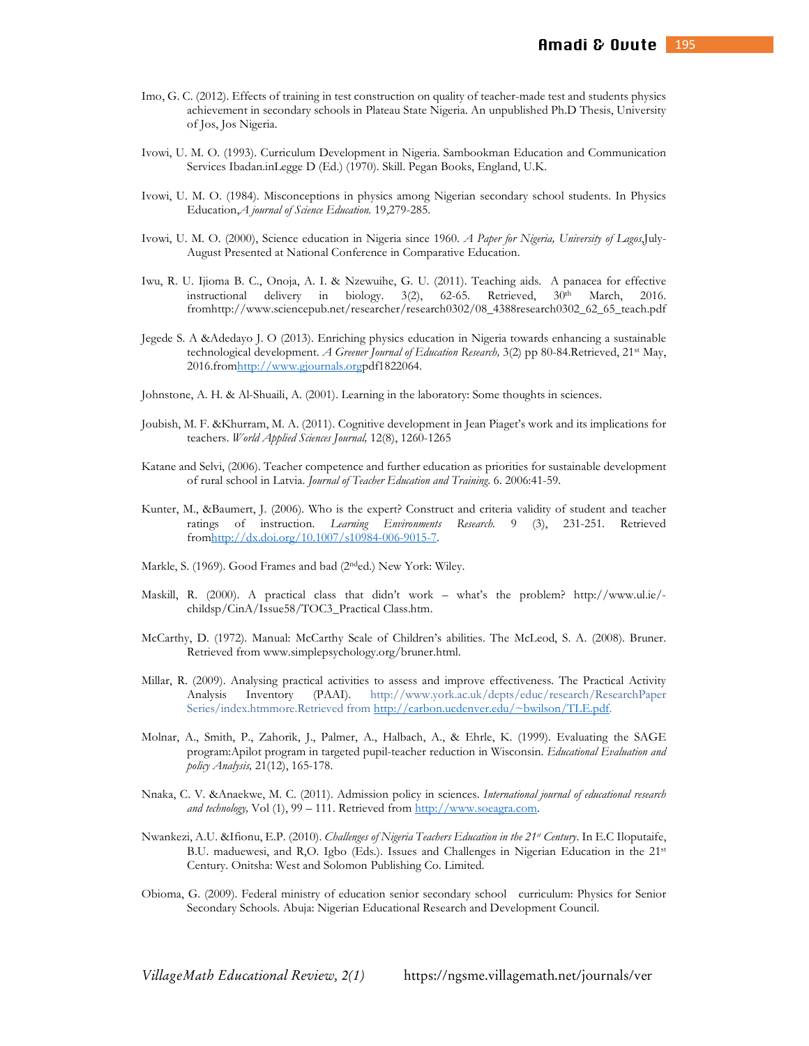Imo, G. C. (2012). Effects of training in test construction on quality of teacher-made test and students physics achievement in secondary schools in Plateau State Nigeria. An unpublished Ph.D Thesis, University of Jos, Jos Nigeria.

Ivowi, U. M. O. (1993). Curriculum Development in Nigeria. Sambookman Education and Communication Services Ibadan.inLegge D (Ed.) (1970). Skill. Pegan Books, England, U.K.

Ivowi, U. M. O. (1984). Misconceptions in physics among Nigerian secondary school students. In Physics Education,*A journal of Science Education.* 19,279-285.

Ivowi, U. M. O. (2000), Science education in Nigeria since 1960. *A Paper for Nigeria, University of Lagos,*July-August Presented at National Conference in Comparative Education.

Iwu, R. U. Ijioma B. C., Onoja, A. I. & Nzewuihe, G. U. (2011). Teaching aids. A panacea for effective instructional delivery in biology. 3(2), 62-65. Retrieved, 30th March, 2016. fromhttp://www.sciencepub.net/researcher/research0302/08_4388research0302_62_65_teach.pdf

Jegede S. A &Adedayo J. O (2013). Enriching physics education in Nigeria towards enhancing a sustainable technological development. *A Greener Journal of Education Research,* 3(2) pp 80-84.Retrieved, 21st May, 2016.fromhttp://www.gjournals.orgpdf1822064.

Johnstone, A. H. & Al-Shuaili, A. (2001). Learning in the laboratory: Some thoughts in sciences.

Joubish, M. F. &Khurram, M. A. (2011). Cognitive development in Jean Piaget's work and its implications for teachers. *World Applied Sciences Journal,* 12(8), 1260-1265

Katane and Selvi, (2006). Teacher competence and further education as priorities for sustainable development of rural school in Latvia. *Journal of Teacher Education and Training.* 6. 2006:41-59.

Kunter, M., &Baumert, J. (2006). Who is the expert? Construct and criteria validity of student and teacher ratings of instruction. *Learning Environments Research.* 9 (3), 231-251. Retrieved fromhttp://dx.doi.org/10.1007/s10984-006-9015-7.

Markle, S. (1969). Good Frames and bad (2nded.) New York: Wiley.

Maskill, R. (2000). A practical class that didn't work – what's the problem? http://www.ul.ie/-childsp/CinA/Issue58/TOC3_Practical Class.htm.

McCarthy, D. (1972). Manual: McCarthy Scale of Children's abilities. The McLeod, S. A. (2008). Bruner. Retrieved from www.simplepsychology.org/bruner.html.

Millar, R. (2009). Analysing practical activities to assess and improve effectiveness. The Practical Activity Analysis Inventory (PAAI). http://www.york.ac.uk/depts/educ/research/ResearchPaper Series/index.htmmore.Retrieved from http://carbon.ucdenver.edu/~bwilson/TLE.pdf.

Molnar, A., Smith, P., Zahorik, J., Palmer, A., Halbach, A., & Ehrle, K. (1999). Evaluating the SAGE program:Apilot program in targeted pupil-teacher reduction in Wisconsin. *Educational Evaluation and policy Analysis,* 21(12), 165-178.

Nnaka, C. V. &Anaekwe, M. C. (2011). Admission policy in sciences. *International journal of educational research and technology,* Vol (1), 99 – 111. Retrieved from http://www.soeagra.com.

Nwankezi, A.U. &Ifionu, E.P. (2010). *Challenges of Nigeria Teachers Education in the 21st Century*. In E.C Iloputaife, B.U. maduewesi, and R,O. Igbo (Eds.). Issues and Challenges in Nigerian Education in the 21st Century. Onitsha: West and Solomon Publishing Co. Limited.

Obioma, G. (2009). Federal ministry of education senior secondary school curriculum: Physics for Senior Secondary Schools. Abuja: Nigerian Educational Research and Development Council.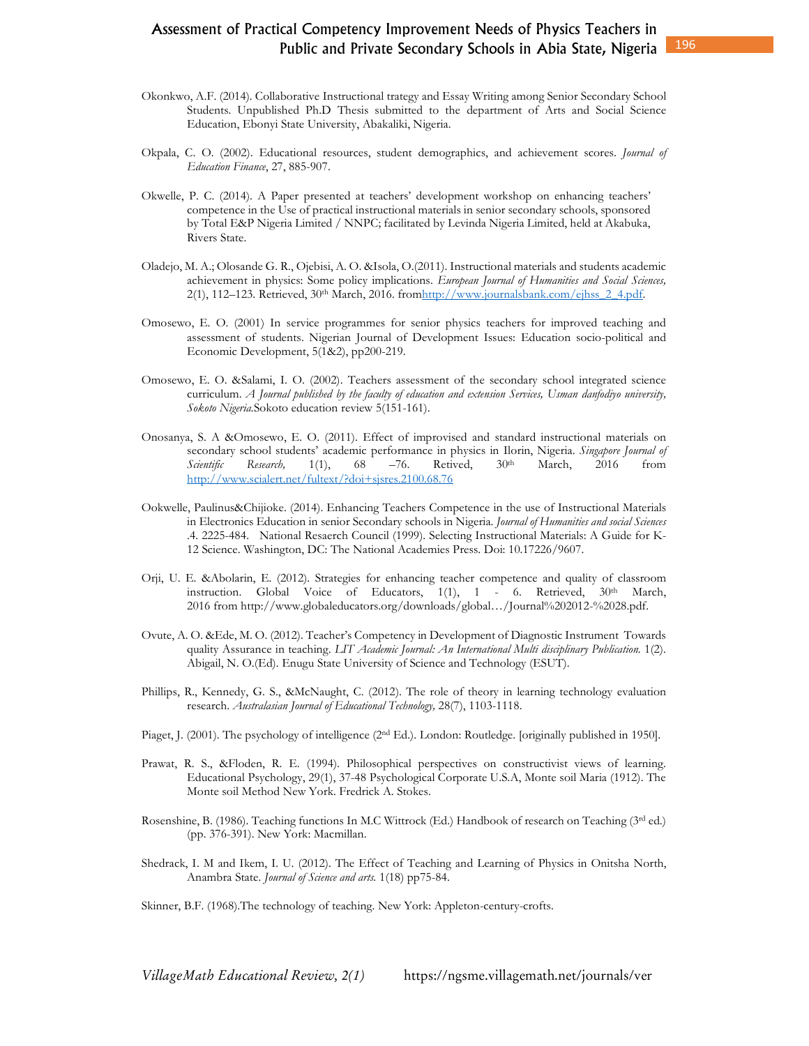Okonkwo, A.F. (2014). Collaborative Instructional trategy and Essay Writing among Senior Secondary School Students. Unpublished Ph.D Thesis submitted to the department of Arts and Social Science Education, Ebonyi State University, Abakaliki, Nigeria.

Okpala, C. O. (2002). Educational resources, student demographics, and achievement scores. *Journal of Education Finance*, 27, 885-907.

Okwelle, P. C. (2014). A Paper presented at teachers' development workshop on enhancing teachers' competence in the Use of practical instructional materials in senior secondary schools, sponsored by Total E&P Nigeria Limited / NNPC; facilitated by Levinda Nigeria Limited, held at Akabuka, Rivers State.

Oladejo, M. A.; Olosande G. R., Ojebisi, A. O. &Isola, O.(2011). Instructional materials and students academic achievement in physics: Some policy implications. *European Journal of Humanities and Social Sciences,* 2(1), 112–123. Retrieved, 30th March, 2016. from[http://www.journalsbank.com/ejhss_2_4.pdf](http://www.journalsbank.com/ejhss_2_4.pdf).

Omosewo, E. O. (2001) In service programmes for senior physics teachers for improved teaching and assessment of students. Nigerian Journal of Development Issues: Education socio-political and Economic Development, 5(1&2), pp200-219.

Omosewo, E. O. &Salami, I. O. (2002). Teachers assessment of the secondary school integrated science curriculum. *A Journal published by the faculty of education and extension Services, Usman danfodiyo university, Sokoto Nigeria.*Sokoto education review 5(151-161).

Onosanya, S. A &Omosewo, E. O. (2011). Effect of improvised and standard instructional materials on secondary school students' academic performance in physics in Ilorin, Nigeria. *Singapore Journal of Scientific Research,* 1(1), 68 –76. Retived, 30th March, 2016 from [http://www.scialert.net/fultext/?doi+sjsres.2100.68.76](http://www.scialert.net/fultext/?doi+sjsres.2100.68.76)

Ookwelle, Paulinus&Chijioke. (2014). Enhancing Teachers Competence in the use of Instructional Materials in Electronics Education in senior Secondary schools in Nigeria. *Journal of Humanities and social Sciences* .4. 2225-484. National Resaerch Council (1999). Selecting Instructional Materials: A Guide for K-12 Science. Washington, DC: The National Academies Press. Doi: 10.17226/9607.

Orji, U. E. &Abolarin, E. (2012). Strategies for enhancing teacher competence and quality of classroom instruction. Global Voice of Educators, 1(1), 1 - 6. Retrieved, 30th March, 2016 from http://www.globaleducators.org/downloads/global…/Journal%202012-%2028.pdf.

Ovute, A. O. &Ede, M. O. (2012). Teacher's Competency in Development of Diagnostic Instrument Towards quality Assurance in teaching. *LIT Academic Journal: An International Multi disciplinary Publication.* 1(2). Abigail, N. O.(Ed). Enugu State University of Science and Technology (ESUT).

Phillips, R., Kennedy, G. S., &McNaught, C. (2012). The role of theory in learning technology evaluation research. *Australasian Journal of Educational Technology,* 28(7), 1103-1118.

Piaget, J. (2001). The psychology of intelligence (2nd Ed.). London: Routledge. [originally published in 1950].

Prawat, R. S., &Floden, R. E. (1994). Philosophical perspectives on constructivist views of learning. Educational Psychology, 29(1), 37-48 Psychological Corporate U.S.A, Monte soil Maria (1912). The Monte soil Method New York. Fredrick A. Stokes.

Rosenshine, B. (1986). Teaching functions In M.C Wittrock (Ed.) Handbook of research on Teaching (3rd ed.) (pp. 376-391). New York: Macmillan.

Shedrack, I. M and Ikem, I. U. (2012). The Effect of Teaching and Learning of Physics in Onitsha North, Anambra State. *Journal of Science and arts.* 1(18) pp75-84.

Skinner, B.F. (1968).The technology of teaching. New York: Appleton-century-crofts.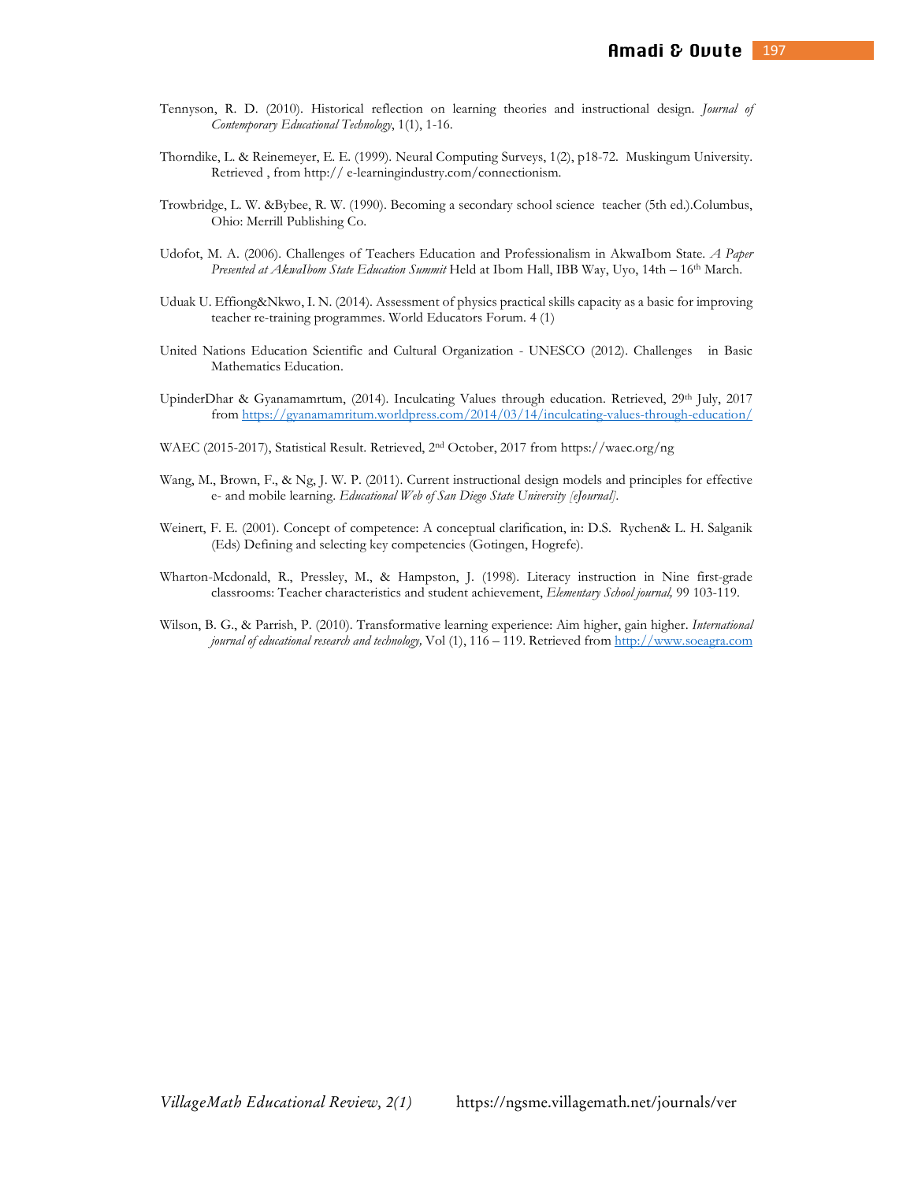Tennyson, R. D. (2010). Historical reflection on learning theories and instructional design. *Journal of Contemporary Educational Technology*, 1(1), 1-16.

Thorndike, L. & Reinemeyer, E. E. (1999). Neural Computing Surveys, 1(2), p18-72. Muskingum University. Retrieved , from http:// e-learningindustry.com/connectionism.

Trowbridge, L. W. &Bybee, R. W. (1990). Becoming a secondary school science teacher (5th ed.).Columbus, Ohio: Merrill Publishing Co.

Udofot, M. A. (2006). Challenges of Teachers Education and Professionalism in AkwaIbom State. *A Paper Presented at AkwaIbom State Education Summit* Held at Ibom Hall, IBB Way, Uyo, 14th – 16th March.

Uduak U. Effiong&Nkwo, I. N. (2014). Assessment of physics practical skills capacity as a basic for improving teacher re-training programmes. World Educators Forum. 4 (1)

United Nations Education Scientific and Cultural Organization - UNESCO (2012). Challenges in Basic Mathematics Education.

UpinderDhar & Gyanamamrtum, (2014). Inculcating Values through education. Retrieved, 29th July, 2017 from https://gyanamamritum.worldpress.com/2014/03/14/inculcating-values-through-education/

WAEC (2015-2017), Statistical Result. Retrieved, 2nd October, 2017 from https://waec.org/ng

Wang, M., Brown, F., & Ng, J. W. P. (2011). Current instructional design models and principles for effective e- and mobile learning. *Educational Web of San Diego State University [eJournal]*.

Weinert, F. E. (2001). Concept of competence: A conceptual clarification, in: D.S. Rychen& L. H. Salganik (Eds) Defining and selecting key competencies (Gotingen, Hogrefe).

Wharton-Mcdonald, R., Pressley, M., & Hampston, J. (1998). Literacy instruction in Nine first-grade classrooms: Teacher characteristics and student achievement, *Elementary School journal,* 99 103-119.

Wilson, B. G., & Parrish, P. (2010). Transformative learning experience: Aim higher, gain higher. *International journal of educational research and technology,* Vol (1), 116 – 119. Retrieved from http://www.soeagra.com